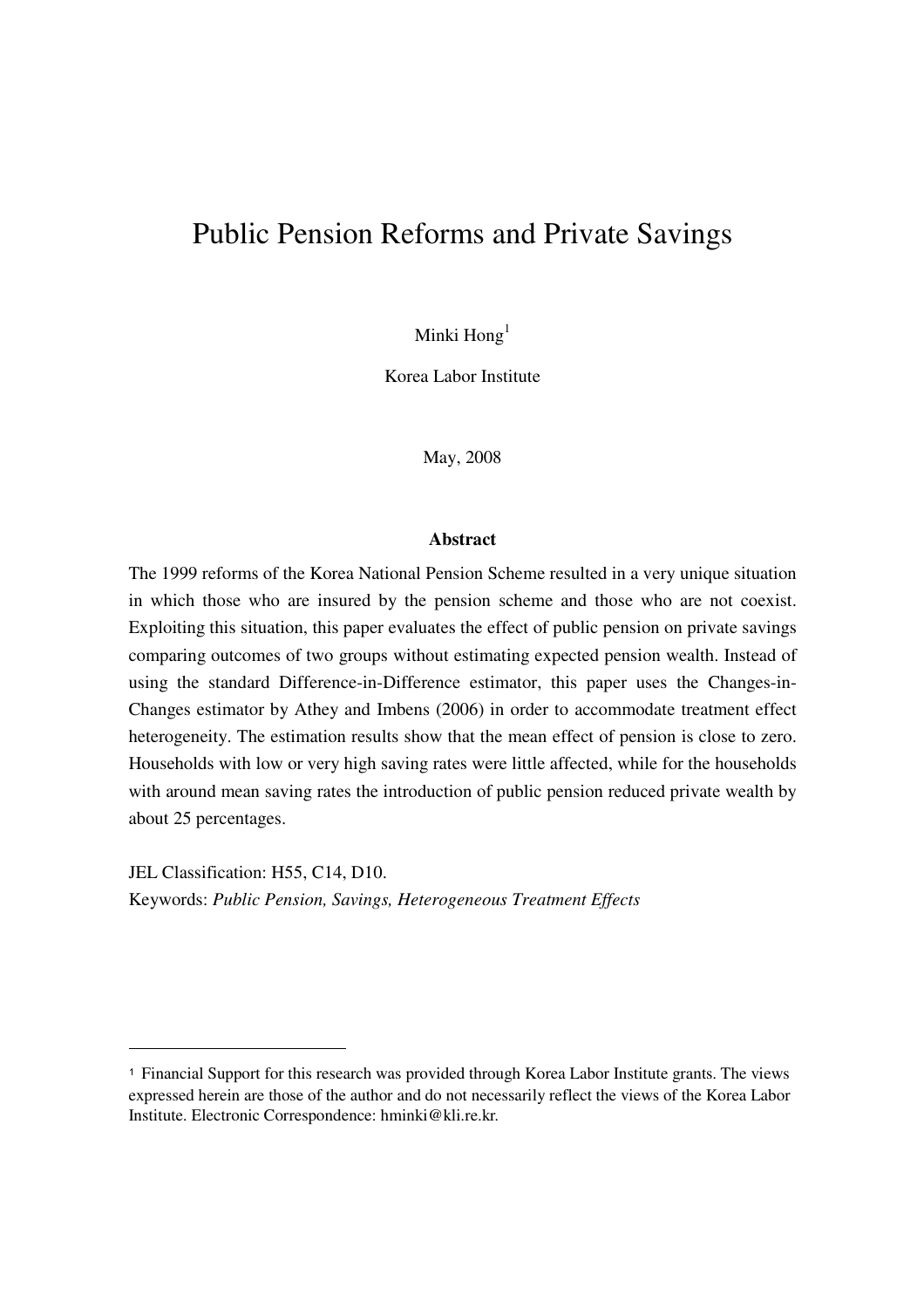# Public Pension Reforms and Private Savings

Minki Hong[1]

Korea Labor Institute

May, 2008

**Abstract**

The 1999 reforms of the Korea National Pension Scheme resulted in a very unique situation in which those who are insured by the pension scheme and those who are not coexist. Exploiting this situation, this paper evaluates the effect of public pension on private savings comparing outcomes of two groups without estimating expected pension wealth. Instead of using the standard Difference-in-Difference estimator, this paper uses the Changes-in-Changes estimator by Athey and Imbens (2006) in order to accommodate treatment effect heterogeneity. The estimation results show that the mean effect of pension is close to zero. Households with low or very high saving rates were little affected, while for the households with around mean saving rates the introduction of public pension reduced private wealth by about 25 percentages.

JEL Classification: H55, C14, D10.

Keywords: *Public Pension, Savings, Heterogeneous Treatment Effects*

---

[1] Financial Support for this research was provided through Korea Labor Institute grants. The views expressed herein are those of the author and do not necessarily reflect the views of the Korea Labor Institute. Electronic Correspondence: hminki@kli.re.kr.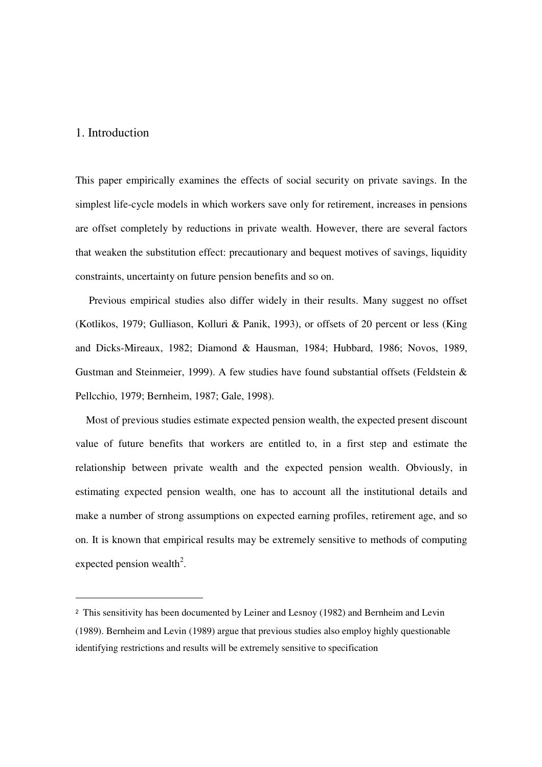## 1. Introduction

This paper empirically examines the effects of social security on private savings. In the simplest life-cycle models in which workers save only for retirement, increases in pensions are offset completely by reductions in private wealth. However, there are several factors that weaken the substitution effect: precautionary and bequest motives of savings, liquidity constraints, uncertainty on future pension benefits and so on.

Previous empirical studies also differ widely in their results. Many suggest no offset (Kotlikos, 1979; Gulliason, Kolluri & Panik, 1993), or offsets of 20 percent or less (King and Dicks-Mireaux, 1982; Diamond & Hausman, 1984; Hubbard, 1986; Novos, 1989, Gustman and Steinmeier, 1999). A few studies have found substantial offsets (Feldstein & Pellcchio, 1979; Bernheim, 1987; Gale, 1998).

Most of previous studies estimate expected pension wealth, the expected present discount value of future benefits that workers are entitled to, in a first step and estimate the relationship between private wealth and the expected pension wealth. Obviously, in estimating expected pension wealth, one has to account all the institutional details and make a number of strong assumptions on expected earning profiles, retirement age, and so on. It is known that empirical results may be extremely sensitive to methods of computing expected pension wealth[2].

---

[2] This sensitivity has been documented by Leiner and Lesnoy (1982) and Bernheim and Levin (1989). Bernheim and Levin (1989) argue that previous studies also employ highly questionable identifying restrictions and results will be extremely sensitive to specification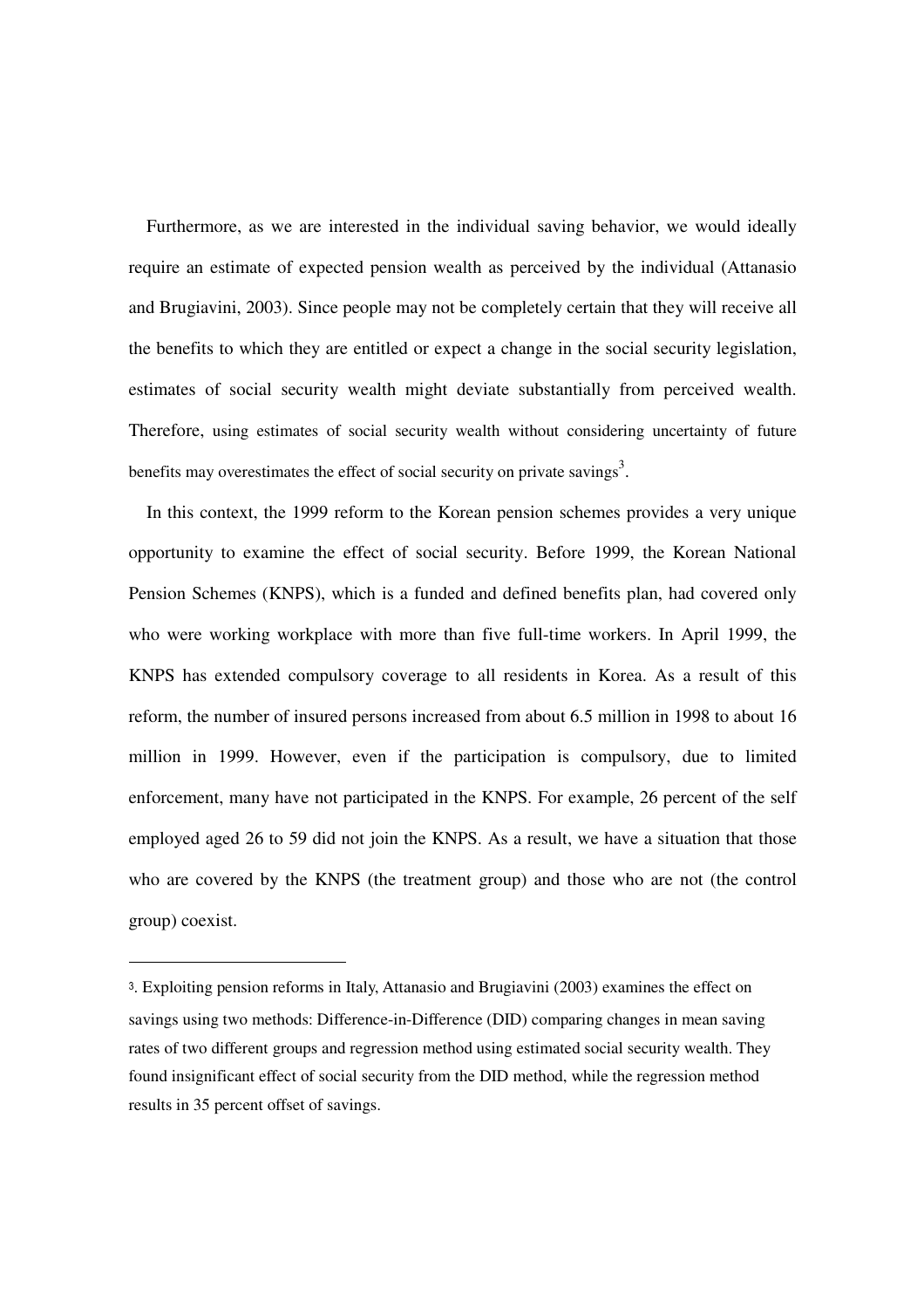Furthermore, as we are interested in the individual saving behavior, we would ideally require an estimate of expected pension wealth as perceived by the individual (Attanasio and Brugiavini, 2003). Since people may not be completely certain that they will receive all the benefits to which they are entitled or expect a change in the social security legislation, estimates of social security wealth might deviate substantially from perceived wealth. Therefore, using estimates of social security wealth without considering uncertainty of future benefits may overestimates the effect of social security on private savings[3].

In this context, the 1999 reform to the Korean pension schemes provides a very unique opportunity to examine the effect of social security. Before 1999, the Korean National Pension Schemes (KNPS), which is a funded and defined benefits plan, had covered only who were working workplace with more than five full-time workers. In April 1999, the KNPS has extended compulsory coverage to all residents in Korea. As a result of this reform, the number of insured persons increased from about 6.5 million in 1998 to about 16 million in 1999. However, even if the participation is compulsory, due to limited enforcement, many have not participated in the KNPS. For example, 26 percent of the self employed aged 26 to 59 did not join the KNPS. As a result, we have a situation that those who are covered by the KNPS (the treatment group) and those who are not (the control group) coexist.

---

3. Exploiting pension reforms in Italy, Attanasio and Brugiavini (2003) examines the effect on savings using two methods: Difference-in-Difference (DID) comparing changes in mean saving rates of two different groups and regression method using estimated social security wealth. They found insignificant effect of social security from the DID method, while the regression method results in 35 percent offset of savings.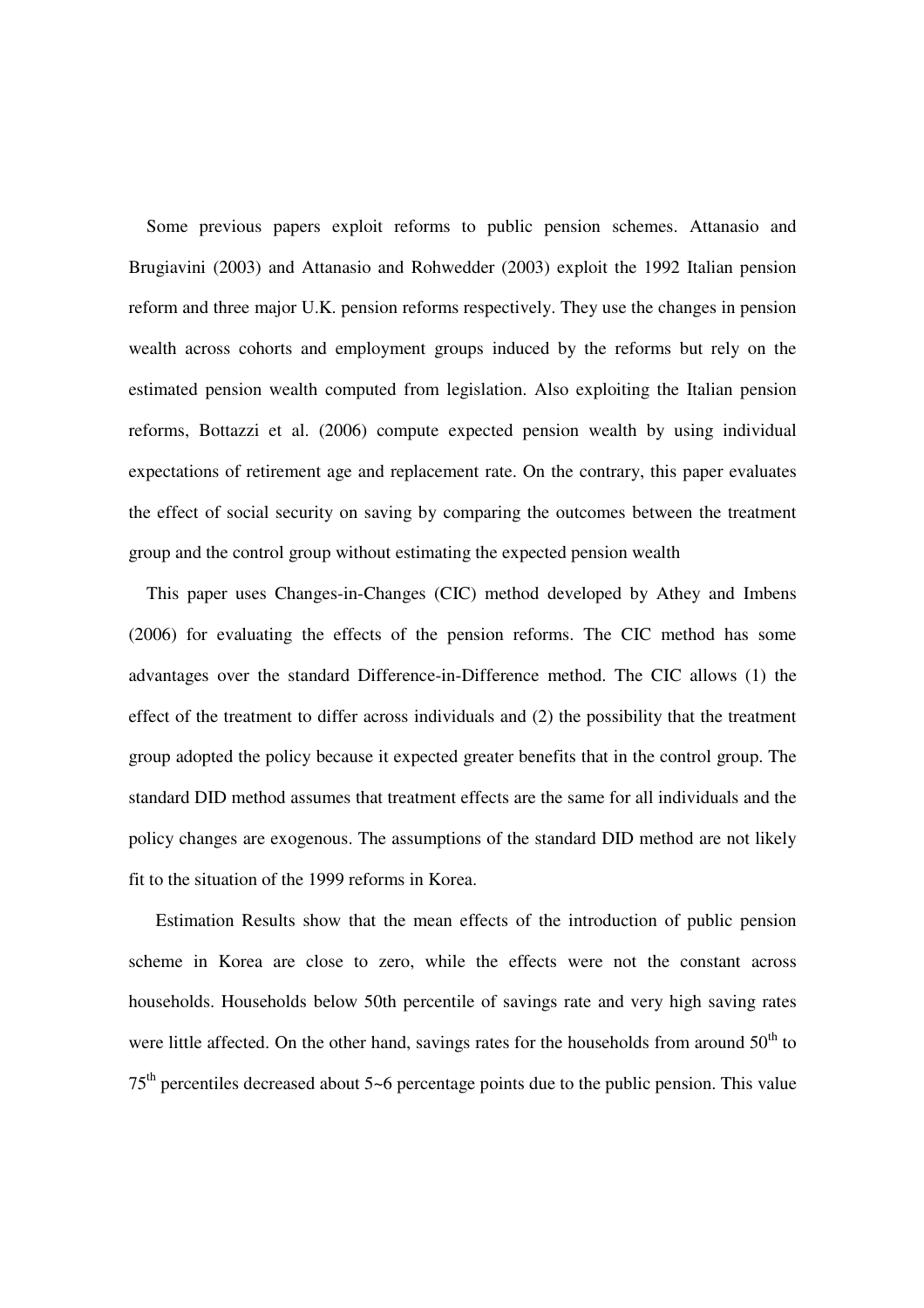Some previous papers exploit reforms to public pension schemes. Attanasio and Brugiavini (2003) and Attanasio and Rohwedder (2003) exploit the 1992 Italian pension reform and three major U.K. pension reforms respectively. They use the changes in pension wealth across cohorts and employment groups induced by the reforms but rely on the estimated pension wealth computed from legislation. Also exploiting the Italian pension reforms, Bottazzi et al. (2006) compute expected pension wealth by using individual expectations of retirement age and replacement rate. On the contrary, this paper evaluates the effect of social security on saving by comparing the outcomes between the treatment group and the control group without estimating the expected pension wealth

This paper uses Changes-in-Changes (CIC) method developed by Athey and Imbens (2006) for evaluating the effects of the pension reforms. The CIC method has some advantages over the standard Difference-in-Difference method. The CIC allows (1) the effect of the treatment to differ across individuals and (2) the possibility that the treatment group adopted the policy because it expected greater benefits that in the control group. The standard DID method assumes that treatment effects are the same for all individuals and the policy changes are exogenous. The assumptions of the standard DID method are not likely fit to the situation of the 1999 reforms in Korea.

Estimation Results show that the mean effects of the introduction of public pension scheme in Korea are close to zero, while the effects were not the constant across households. Households below 50th percentile of savings rate and very high saving rates were little affected. On the other hand, savings rates for the households from around 50th to 75th percentiles decreased about 5~6 percentage points due to the public pension. This value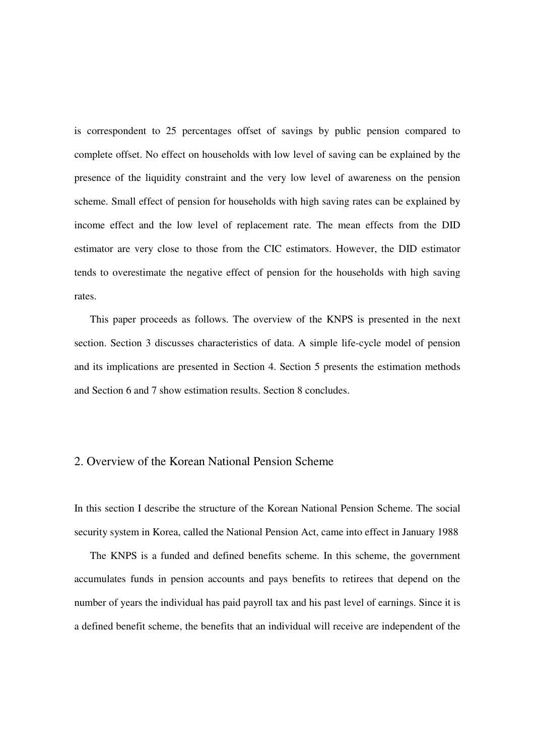is correspondent to 25 percentages offset of savings by public pension compared to complete offset. No effect on households with low level of saving can be explained by the presence of the liquidity constraint and the very low level of awareness on the pension scheme. Small effect of pension for households with high saving rates can be explained by income effect and the low level of replacement rate. The mean effects from the DID estimator are very close to those from the CIC estimators. However, the DID estimator tends to overestimate the negative effect of pension for the households with high saving rates.

This paper proceeds as follows. The overview of the KNPS is presented in the next section. Section 3 discusses characteristics of data. A simple life-cycle model of pension and its implications are presented in Section 4. Section 5 presents the estimation methods and Section 6 and 7 show estimation results. Section 8 concludes.

## 2. Overview of the Korean National Pension Scheme

In this section I describe the structure of the Korean National Pension Scheme. The social security system in Korea, called the National Pension Act, came into effect in January 1988

The KNPS is a funded and defined benefits scheme. In this scheme, the government accumulates funds in pension accounts and pays benefits to retirees that depend on the number of years the individual has paid payroll tax and his past level of earnings. Since it is a defined benefit scheme, the benefits that an individual will receive are independent of the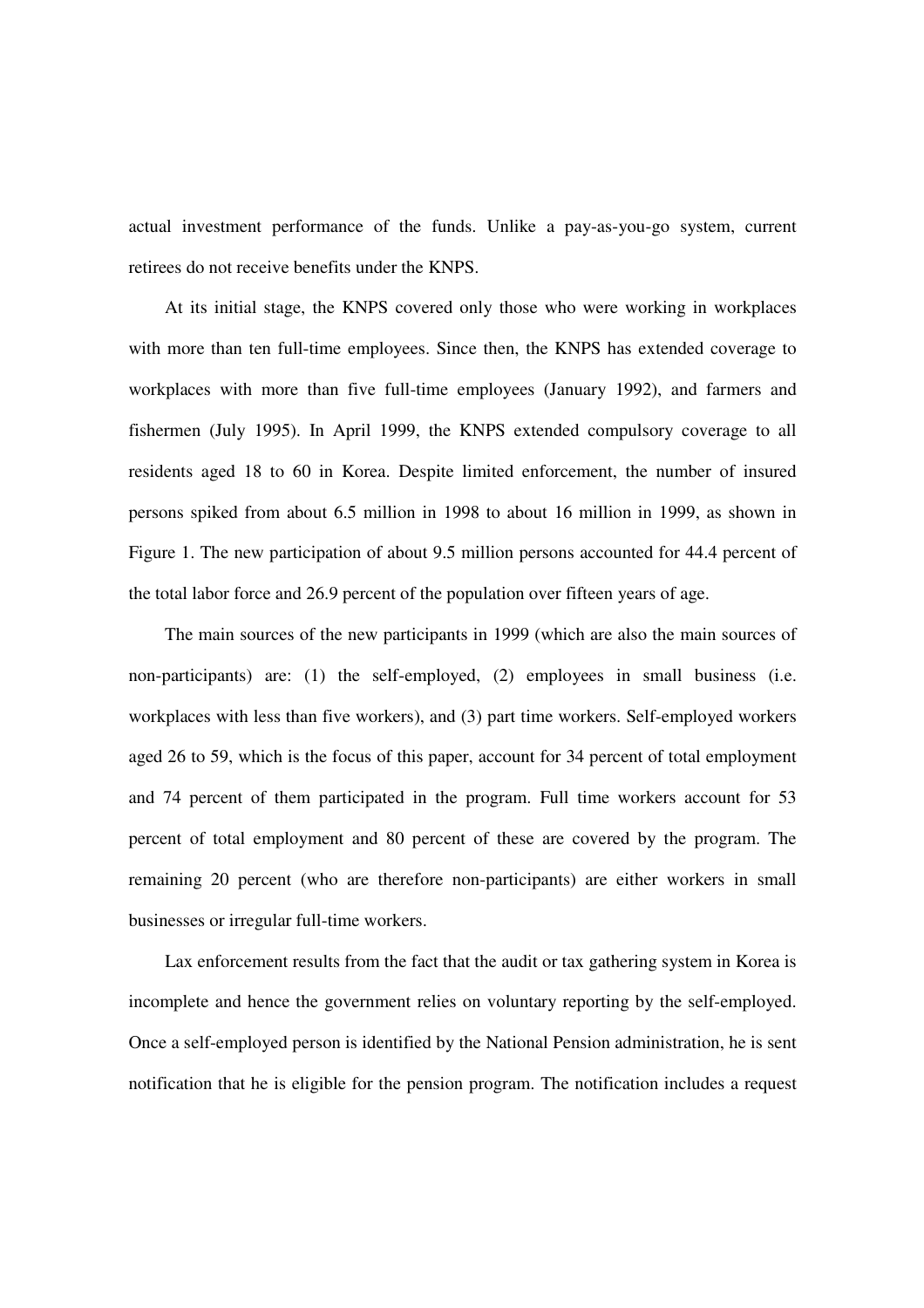actual investment performance of the funds. Unlike a pay-as-you-go system, current retirees do not receive benefits under the KNPS.

At its initial stage, the KNPS covered only those who were working in workplaces with more than ten full-time employees. Since then, the KNPS has extended coverage to workplaces with more than five full-time employees (January 1992), and farmers and fishermen (July 1995). In April 1999, the KNPS extended compulsory coverage to all residents aged 18 to 60 in Korea. Despite limited enforcement, the number of insured persons spiked from about 6.5 million in 1998 to about 16 million in 1999, as shown in Figure 1. The new participation of about 9.5 million persons accounted for 44.4 percent of the total labor force and 26.9 percent of the population over fifteen years of age.

The main sources of the new participants in 1999 (which are also the main sources of non-participants) are: (1) the self-employed, (2) employees in small business (i.e. workplaces with less than five workers), and (3) part time workers. Self-employed workers aged 26 to 59, which is the focus of this paper, account for 34 percent of total employment and 74 percent of them participated in the program. Full time workers account for 53 percent of total employment and 80 percent of these are covered by the program. The remaining 20 percent (who are therefore non-participants) are either workers in small businesses or irregular full-time workers.

Lax enforcement results from the fact that the audit or tax gathering system in Korea is incomplete and hence the government relies on voluntary reporting by the self-employed. Once a self-employed person is identified by the National Pension administration, he is sent notification that he is eligible for the pension program. The notification includes a request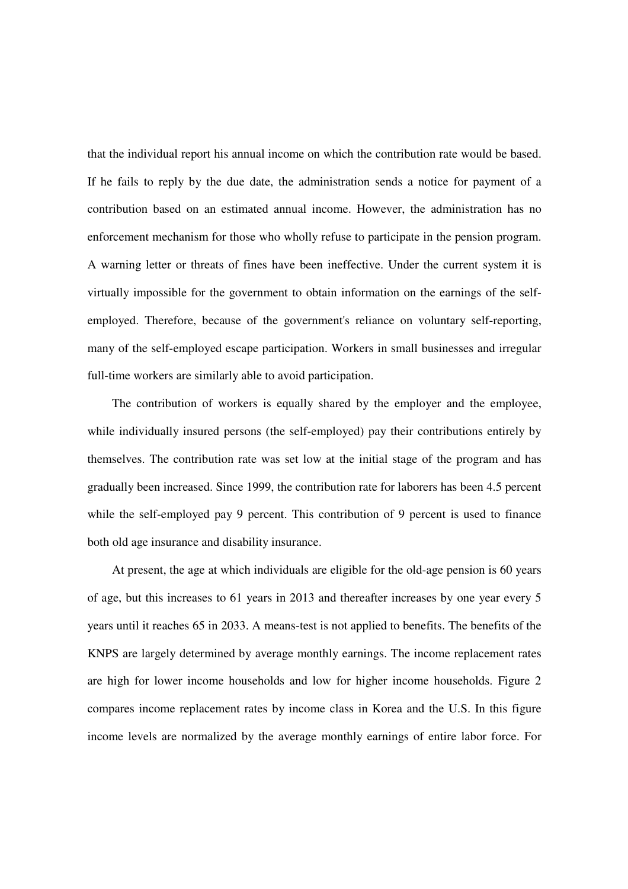that the individual report his annual income on which the contribution rate would be based. If he fails to reply by the due date, the administration sends a notice for payment of a contribution based on an estimated annual income. However, the administration has no enforcement mechanism for those who wholly refuse to participate in the pension program. A warning letter or threats of fines have been ineffective. Under the current system it is virtually impossible for the government to obtain information on the earnings of the self-employed. Therefore, because of the government's reliance on voluntary self-reporting, many of the self-employed escape participation. Workers in small businesses and irregular full-time workers are similarly able to avoid participation.

The contribution of workers is equally shared by the employer and the employee, while individually insured persons (the self-employed) pay their contributions entirely by themselves. The contribution rate was set low at the initial stage of the program and has gradually been increased. Since 1999, the contribution rate for laborers has been 4.5 percent while the self-employed pay 9 percent. This contribution of 9 percent is used to finance both old age insurance and disability insurance.

At present, the age at which individuals are eligible for the old-age pension is 60 years of age, but this increases to 61 years in 2013 and thereafter increases by one year every 5 years until it reaches 65 in 2033. A means-test is not applied to benefits. The benefits of the KNPS are largely determined by average monthly earnings. The income replacement rates are high for lower income households and low for higher income households. Figure 2 compares income replacement rates by income class in Korea and the U.S. In this figure income levels are normalized by the average monthly earnings of entire labor force. For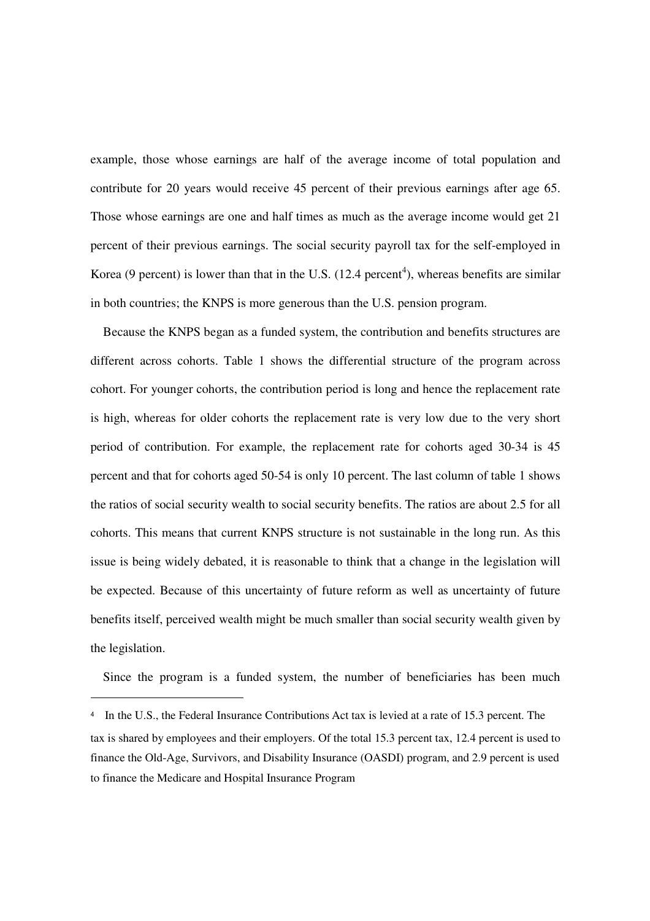example, those whose earnings are half of the average income of total population and contribute for 20 years would receive 45 percent of their previous earnings after age 65. Those whose earnings are one and half times as much as the average income would get 21 percent of their previous earnings. The social security payroll tax for the self-employed in Korea (9 percent) is lower than that in the U.S. (12.4 percent[4]), whereas benefits are similar in both countries; the KNPS is more generous than the U.S. pension program.

Because the KNPS began as a funded system, the contribution and benefits structures are different across cohorts. Table 1 shows the differential structure of the program across cohort. For younger cohorts, the contribution period is long and hence the replacement rate is high, whereas for older cohorts the replacement rate is very low due to the very short period of contribution. For example, the replacement rate for cohorts aged 30-34 is 45 percent and that for cohorts aged 50-54 is only 10 percent. The last column of table 1 shows the ratios of social security wealth to social security benefits. The ratios are about 2.5 for all cohorts. This means that current KNPS structure is not sustainable in the long run. As this issue is being widely debated, it is reasonable to think that a change in the legislation will be expected. Because of this uncertainty of future reform as well as uncertainty of future benefits itself, perceived wealth might be much smaller than social security wealth given by the legislation.

Since the program is a funded system, the number of beneficiaries has been much

---

[4] In the U.S., the Federal Insurance Contributions Act tax is levied at a rate of 15.3 percent. The tax is shared by employees and their employers. Of the total 15.3 percent tax, 12.4 percent is used to finance the Old-Age, Survivors, and Disability Insurance (OASDI) program, and 2.9 percent is used to finance the Medicare and Hospital Insurance Program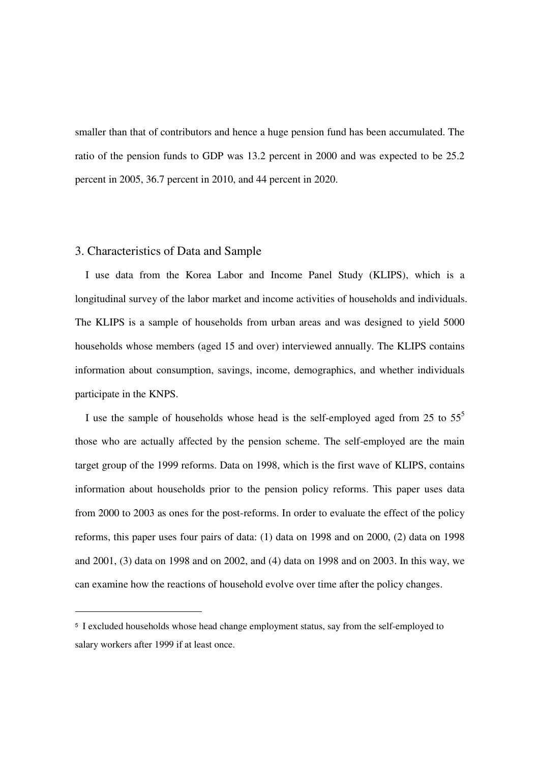smaller than that of contributors and hence a huge pension fund has been accumulated. The ratio of the pension funds to GDP was 13.2 percent in 2000 and was expected to be 25.2 percent in 2005, 36.7 percent in 2010, and 44 percent in 2020.

## 3. Characteristics of Data and Sample

I use data from the Korea Labor and Income Panel Study (KLIPS), which is a longitudinal survey of the labor market and income activities of households and individuals. The KLIPS is a sample of households from urban areas and was designed to yield 5000 households whose members (aged 15 and over) interviewed annually. The KLIPS contains information about consumption, savings, income, demographics, and whether individuals participate in the KNPS.

I use the sample of households whose head is the self-employed aged from 25 to 55[5] those who are actually affected by the pension scheme. The self-employed are the main target group of the 1999 reforms. Data on 1998, which is the first wave of KLIPS, contains information about households prior to the pension policy reforms. This paper uses data from 2000 to 2003 as ones for the post-reforms. In order to evaluate the effect of the policy reforms, this paper uses four pairs of data: (1) data on 1998 and on 2000, (2) data on 1998 and 2001, (3) data on 1998 and on 2002, and (4) data on 1998 and on 2003. In this way, we can examine how the reactions of household evolve over time after the policy changes.

---

[5] I excluded households whose head change employment status, say from the self-employed to salary workers after 1999 if at least once.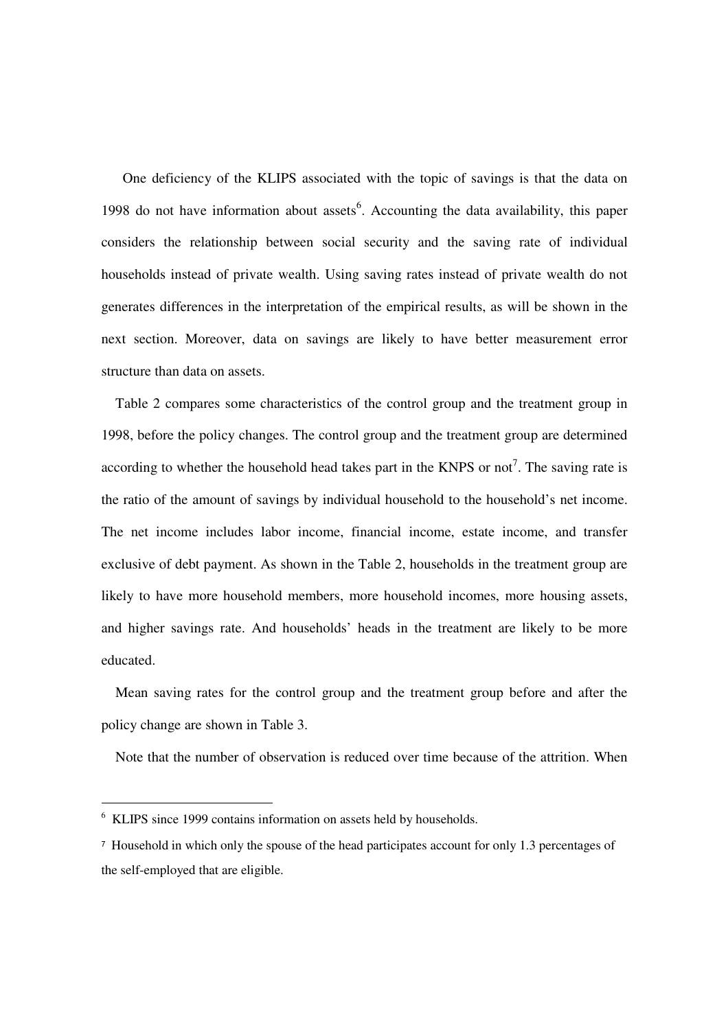One deficiency of the KLIPS associated with the topic of savings is that the data on 1998 do not have information about assets[6]. Accounting the data availability, this paper considers the relationship between social security and the saving rate of individual households instead of private wealth. Using saving rates instead of private wealth do not generates differences in the interpretation of the empirical results, as will be shown in the next section. Moreover, data on savings are likely to have better measurement error structure than data on assets.

Table 2 compares some characteristics of the control group and the treatment group in 1998, before the policy changes. The control group and the treatment group are determined according to whether the household head takes part in the KNPS or not[7]. The saving rate is the ratio of the amount of savings by individual household to the household's net income. The net income includes labor income, financial income, estate income, and transfer exclusive of debt payment. As shown in the Table 2, households in the treatment group are likely to have more household members, more household incomes, more housing assets, and higher savings rate. And households' heads in the treatment are likely to be more educated.

Mean saving rates for the control group and the treatment group before and after the policy change are shown in Table 3.

Note that the number of observation is reduced over time because of the attrition. When

---

[6] KLIPS since 1999 contains information on assets held by households.

[7] Household in which only the spouse of the head participates account for only 1.3 percentages of the self-employed that are eligible.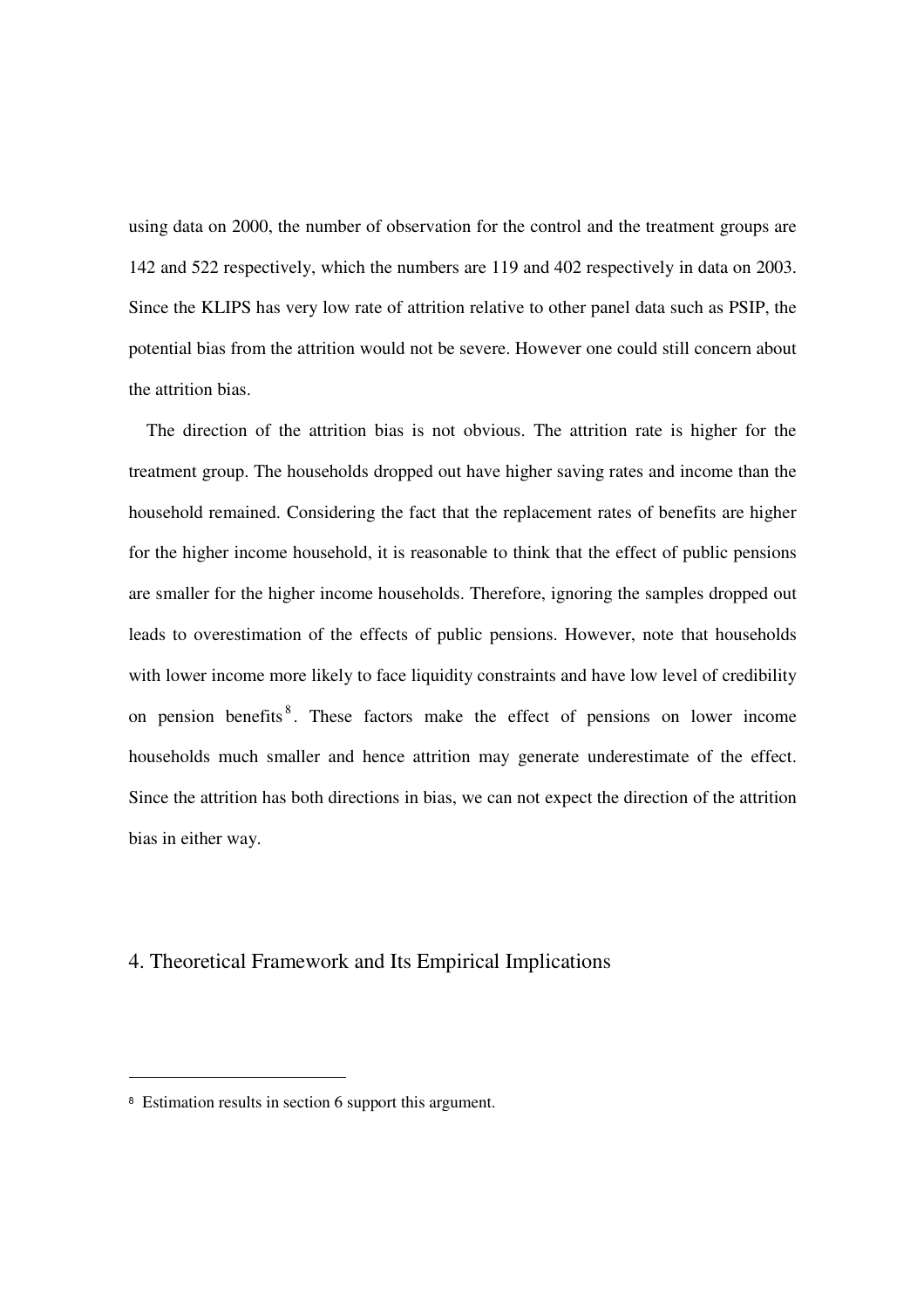using data on 2000, the number of observation for the control and the treatment groups are 142 and 522 respectively, which the numbers are 119 and 402 respectively in data on 2003. Since the KLIPS has very low rate of attrition relative to other panel data such as PSIP, the potential bias from the attrition would not be severe. However one could still concern about the attrition bias.

The direction of the attrition bias is not obvious. The attrition rate is higher for the treatment group. The households dropped out have higher saving rates and income than the household remained. Considering the fact that the replacement rates of benefits are higher for the higher income household, it is reasonable to think that the effect of public pensions are smaller for the higher income households. Therefore, ignoring the samples dropped out leads to overestimation of the effects of public pensions. However, note that households with lower income more likely to face liquidity constraints and have low level of credibility on pension benefits[8]. These factors make the effect of pensions on lower income households much smaller and hence attrition may generate underestimate of the effect. Since the attrition has both directions in bias, we can not expect the direction of the attrition bias in either way.

## 4. Theoretical Framework and Its Empirical Implications

---

[8] Estimation results in section 6 support this argument.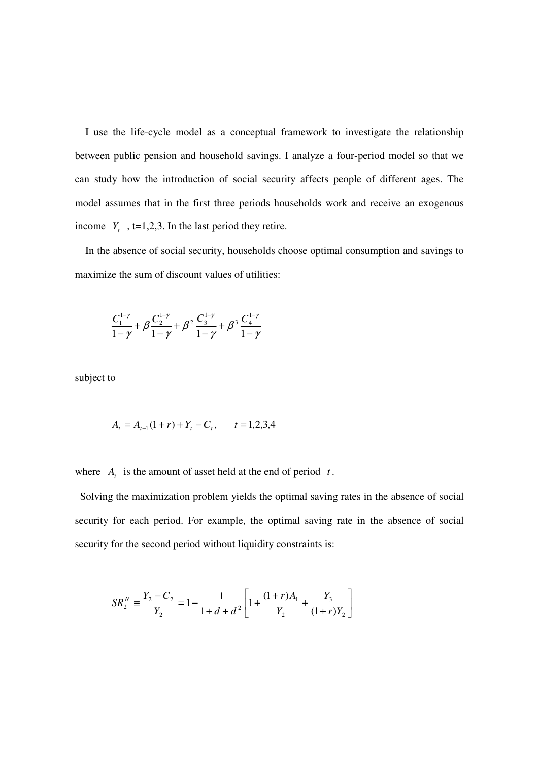I use the life-cycle model as a conceptual framework to investigate the relationship between public pension and household savings. I analyze a four-period model so that we can study how the introduction of social security affects people of different ages. The model assumes that in the first three periods households work and receive an exogenous income $Y_t$, t=1,2,3. In the last period they retire.

In the absence of social security, households choose optimal consumption and savings to maximize the sum of discount values of utilities:

$$\frac{C_1^{1-\gamma}}{1-\gamma}+\beta\frac{C_2^{1-\gamma}}{1-\gamma}+\beta^2\frac{C_3^{1-\gamma}}{1-\gamma}+\beta^3\frac{C_4^{1-\gamma}}{1-\gamma}$$

subject to

$$A_t = A_{t-1}(1+r)+Y_t - C_t, \qquad t=1,2,3,4$$

where $A_t$ is the amount of asset held at the end of period $t$.

Solving the maximization problem yields the optimal saving rates in the absence of social security for each period. For example, the optimal saving rate in the absence of social security for the second period without liquidity constraints is:

$$SR_2^N \equiv \frac{Y_2 - C_2}{Y_2} = 1 - \frac{1}{1+d+d^2}\left[1+\frac{(1+r)A_1}{Y_2}+\frac{Y_3}{(1+r)Y_2}\right]$$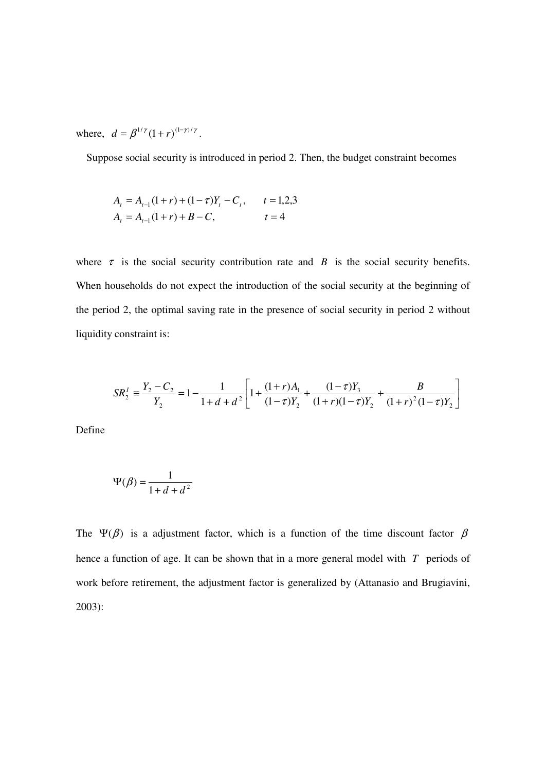where, $d = \beta^{1/\gamma}(1+r)^{(1-\gamma)/\gamma}$.

Suppose social security is introduced in period 2. Then, the budget constraint becomes

$$
\begin{aligned}
A_t &= A_{t-1}(1+r) + (1-\tau)Y_t - C_t, \qquad t = 1,2,3 \\
A_t &= A_{t-1}(1+r) + B - C, \qquad\qquad t = 4
\end{aligned}
$$

where $\tau$ is the social security contribution rate and $B$ is the social security benefits. When households do not expect the introduction of the social security at the beginning of the period 2, the optimal saving rate in the presence of social security in period 2 without liquidity constraint is:

$$
SR_2^I \equiv \frac{Y_2 - C_2}{Y_2} = 1 - \frac{1}{1+d+d^2}\left[1 + \frac{(1+r)A_1}{(1-\tau)Y_2} + \frac{(1-\tau)Y_3}{(1+r)(1-\tau)Y_2} + \frac{B}{(1+r)^2(1-\tau)Y_2}\right]
$$

Define

$$
\Psi(\beta) = \frac{1}{1+d+d^2}
$$

The $\Psi(\beta)$ is a adjustment factor, which is a function of the time discount factor $\beta$ hence a function of age. It can be shown that in a more general model with $T$ periods of work before retirement, the adjustment factor is generalized by (Attanasio and Brugiavini, 2003):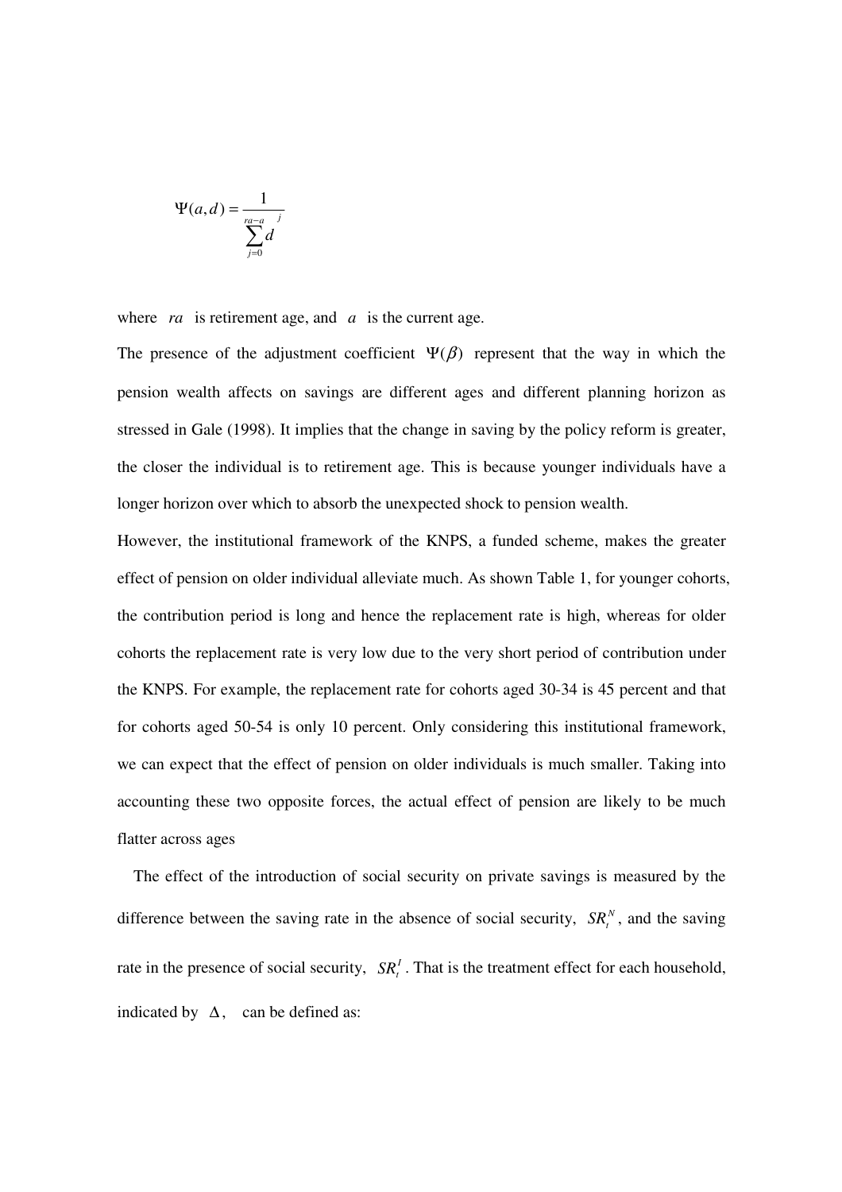$$\Psi(a,d) = \frac{1}{\sum_{j=0}^{ra-a} d^{j}}$$

where $ra$ is retirement age, and $a$ is the current age.

The presence of the adjustment coefficient $\Psi(\beta)$ represent that the way in which the pension wealth affects on savings are different ages and different planning horizon as stressed in Gale (1998). It implies that the change in saving by the policy reform is greater, the closer the individual is to retirement age. This is because younger individuals have a longer horizon over which to absorb the unexpected shock to pension wealth.

However, the institutional framework of the KNPS, a funded scheme, makes the greater effect of pension on older individual alleviate much. As shown Table 1, for younger cohorts, the contribution period is long and hence the replacement rate is high, whereas for older cohorts the replacement rate is very low due to the very short period of contribution under the KNPS. For example, the replacement rate for cohorts aged 30-34 is 45 percent and that for cohorts aged 50-54 is only 10 percent. Only considering this institutional framework, we can expect that the effect of pension on older individuals is much smaller. Taking into accounting these two opposite forces, the actual effect of pension are likely to be much flatter across ages

The effect of the introduction of social security on private savings is measured by the difference between the saving rate in the absence of social security, $SR_t^N$, and the saving rate in the presence of social security, $SR_t^I$. That is the treatment effect for each household, indicated by $\Delta$, can be defined as: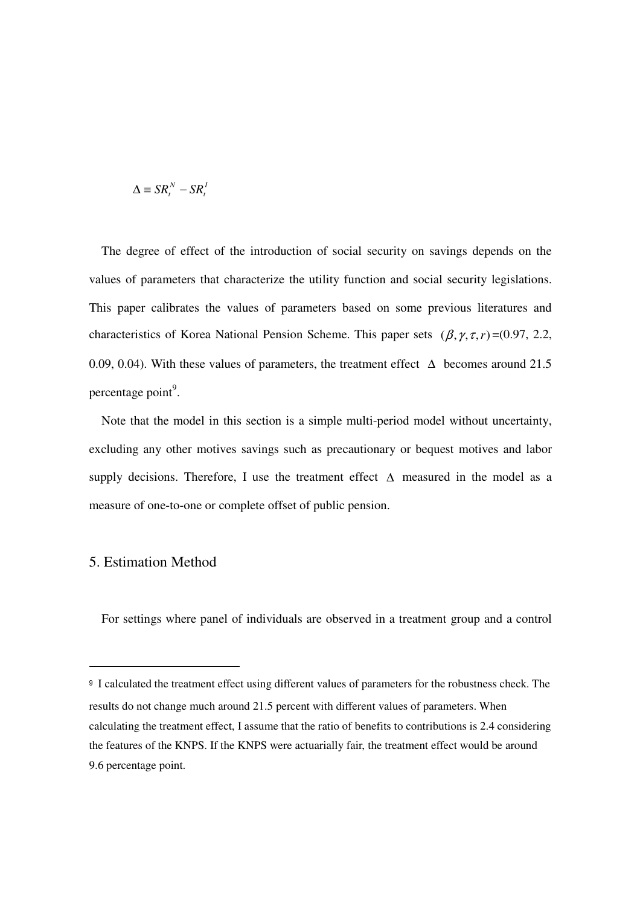$$\Delta \equiv SR_t^N - SR_t^I$$

The degree of effect of the introduction of social security on savings depends on the values of parameters that characterize the utility function and social security legislations. This paper calibrates the values of parameters based on some previous literatures and characteristics of Korea National Pension Scheme. This paper sets $(\beta, \gamma, \tau, r)$=(0.97, 2.2, 0.09, 0.04). With these values of parameters, the treatment effect $\Delta$ becomes around 21.5 percentage point[9].

Note that the model in this section is a simple multi-period model without uncertainty, excluding any other motives savings such as precautionary or bequest motives and labor supply decisions. Therefore, I use the treatment effect $\Delta$ measured in the model as a measure of one-to-one or complete offset of public pension.

## 5. Estimation Method

For settings where panel of individuals are observed in a treatment group and a control

---

[9] I calculated the treatment effect using different values of parameters for the robustness check. The results do not change much around 21.5 percent with different values of parameters. When calculating the treatment effect, I assume that the ratio of benefits to contributions is 2.4 considering the features of the KNPS. If the KNPS were actuarially fair, the treatment effect would be around 9.6 percentage point.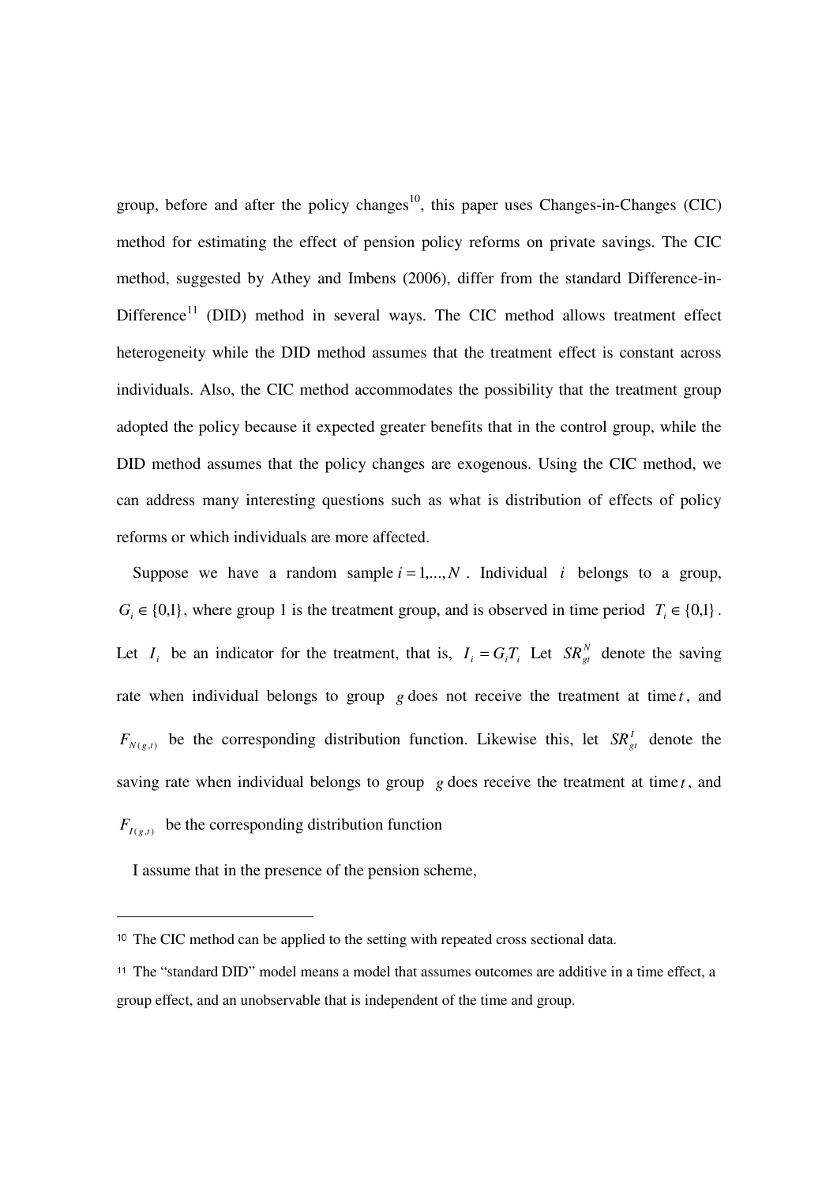group, before and after the policy changes[10], this paper uses Changes-in-Changes (CIC) method for estimating the effect of pension policy reforms on private savings. The CIC method, suggested by Athey and Imbens (2006), differ from the standard Difference-in-Difference[11] (DID) method in several ways. The CIC method allows treatment effect heterogeneity while the DID method assumes that the treatment effect is constant across individuals. Also, the CIC method accommodates the possibility that the treatment group adopted the policy because it expected greater benefits that in the control group, while the DID method assumes that the policy changes are exogenous. Using the CIC method, we can address many interesting questions such as what is distribution of effects of policy reforms or which individuals are more affected.

Suppose we have a random sample $i = 1,...,N$ . Individual $i$ belongs to a group, $G_i \in \{0,1\}$, where group 1 is the treatment group, and is observed in time period $T_i \in \{0,1\}$. Let $I_i$ be an indicator for the treatment, that is, $I_i = G_i T_i$ Let $SR_{gt}^N$ denote the saving rate when individual belongs to group $g$ does not receive the treatment at time $t$, and $F_{N(g,t)}$ be the corresponding distribution function. Likewise this, let $SR_{gt}^I$ denote the saving rate when individual belongs to group $g$ does receive the treatment at time $t$, and $F_{I(g,t)}$ be the corresponding distribution function

I assume that in the presence of the pension scheme,

---

[10] The CIC method can be applied to the setting with repeated cross sectional data.

[11] The "standard DID" model means a model that assumes outcomes are additive in a time effect, a group effect, and an unobservable that is independent of the time and group.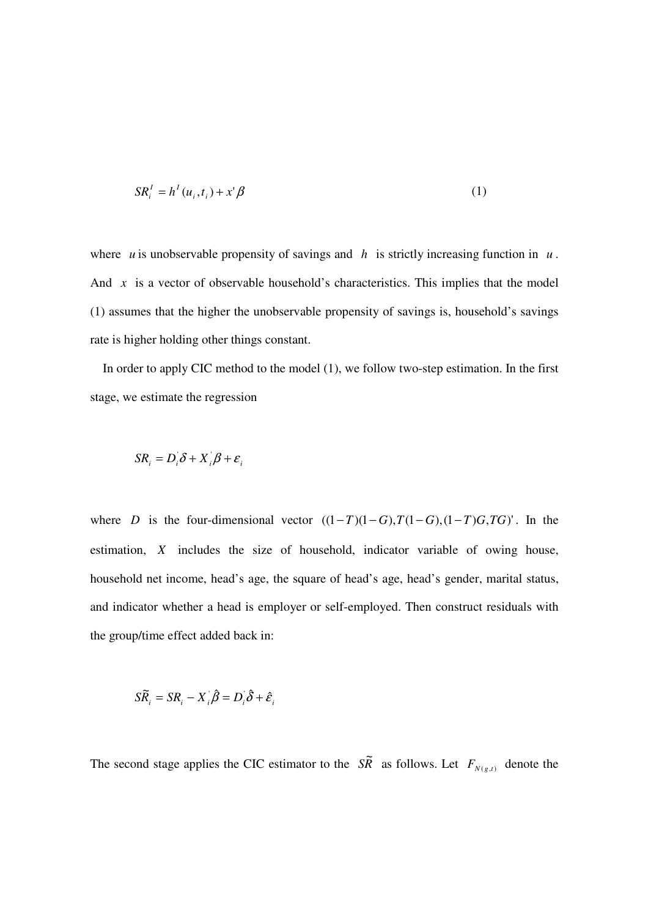$$SR_i^I = h^I(u_i, t_i) + x'\beta \tag{1}$$

where $u$ is unobservable propensity of savings and $h$ is strictly increasing function in $u$. And $x$ is a vector of observable household's characteristics. This implies that the model (1) assumes that the higher the unobservable propensity of savings is, household's savings rate is higher holding other things constant.

In order to apply CIC method to the model (1), we follow two-step estimation. In the first stage, we estimate the regression

$$SR_i = D_i^{'}\delta + X_i^{'}\beta + \varepsilon_i$$

where $D$ is the four-dimensional vector $((1-T)(1-G), T(1-G), (1-T)G, TG)'$. In the estimation, $X$ includes the size of household, indicator variable of owing house, household net income, head's age, the square of head's age, head's gender, marital status, and indicator whether a head is employer or self-employed. Then construct residuals with the group/time effect added back in:

$$\tilde{SR}_i = SR_i - X_i^{'}\hat{\beta} = D_i^{'}\hat{\delta} + \hat{\varepsilon}_i$$

The second stage applies the CIC estimator to the $\tilde{SR}$ as follows. Let $F_{N(g,t)}$ denote the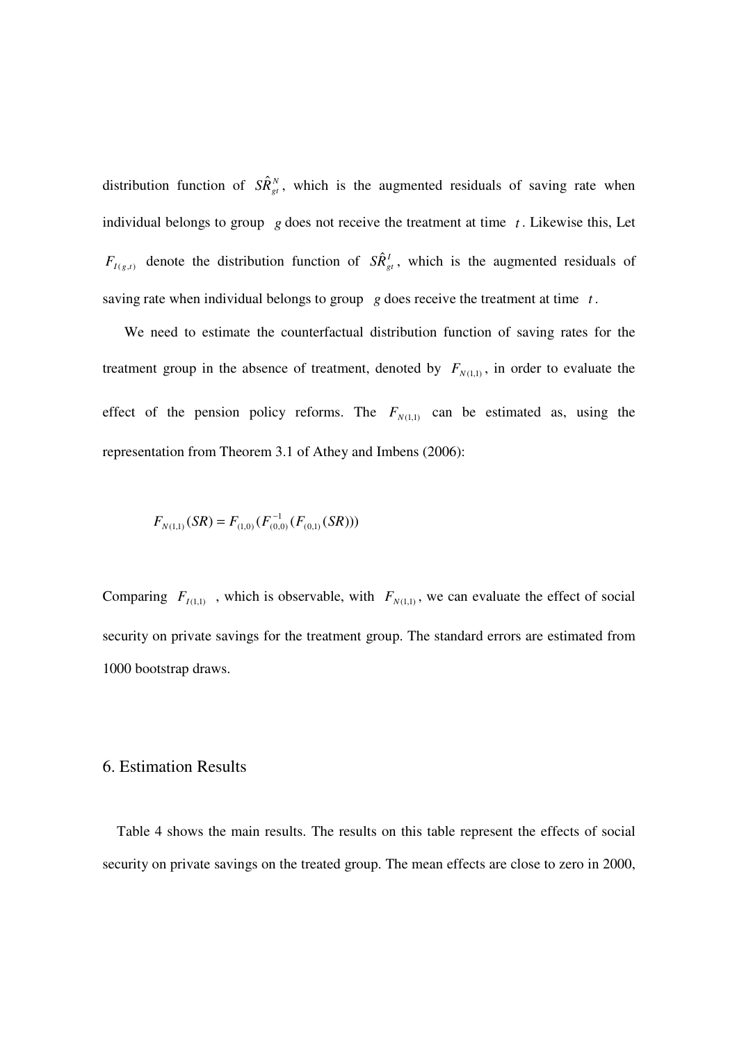distribution function of $S\hat{R}^{N}_{gt}$, which is the augmented residuals of saving rate when individual belongs to group $g$ does not receive the treatment at time $t$. Likewise this, Let $F_{I(g,t)}$ denote the distribution function of $S\hat{R}^{I}_{gt}$, which is the augmented residuals of saving rate when individual belongs to group $g$ does receive the treatment at time $t$.

We need to estimate the counterfactual distribution function of saving rates for the treatment group in the absence of treatment, denoted by $F_{N(1,1)}$, in order to evaluate the effect of the pension policy reforms. The $F_{N(1,1)}$ can be estimated as, using the representation from Theorem 3.1 of Athey and Imbens (2006):

$$F_{N(1,1)}(SR) = F_{(1,0)}(F^{-1}_{(0,0)}(F_{(0,1)}(SR)))$$

Comparing $F_{I(1,1)}$ , which is observable, with $F_{N(1,1)}$, we can evaluate the effect of social security on private savings for the treatment group. The standard errors are estimated from 1000 bootstrap draws.

## 6. Estimation Results

Table 4 shows the main results. The results on this table represent the effects of social security on private savings on the treated group. The mean effects are close to zero in 2000,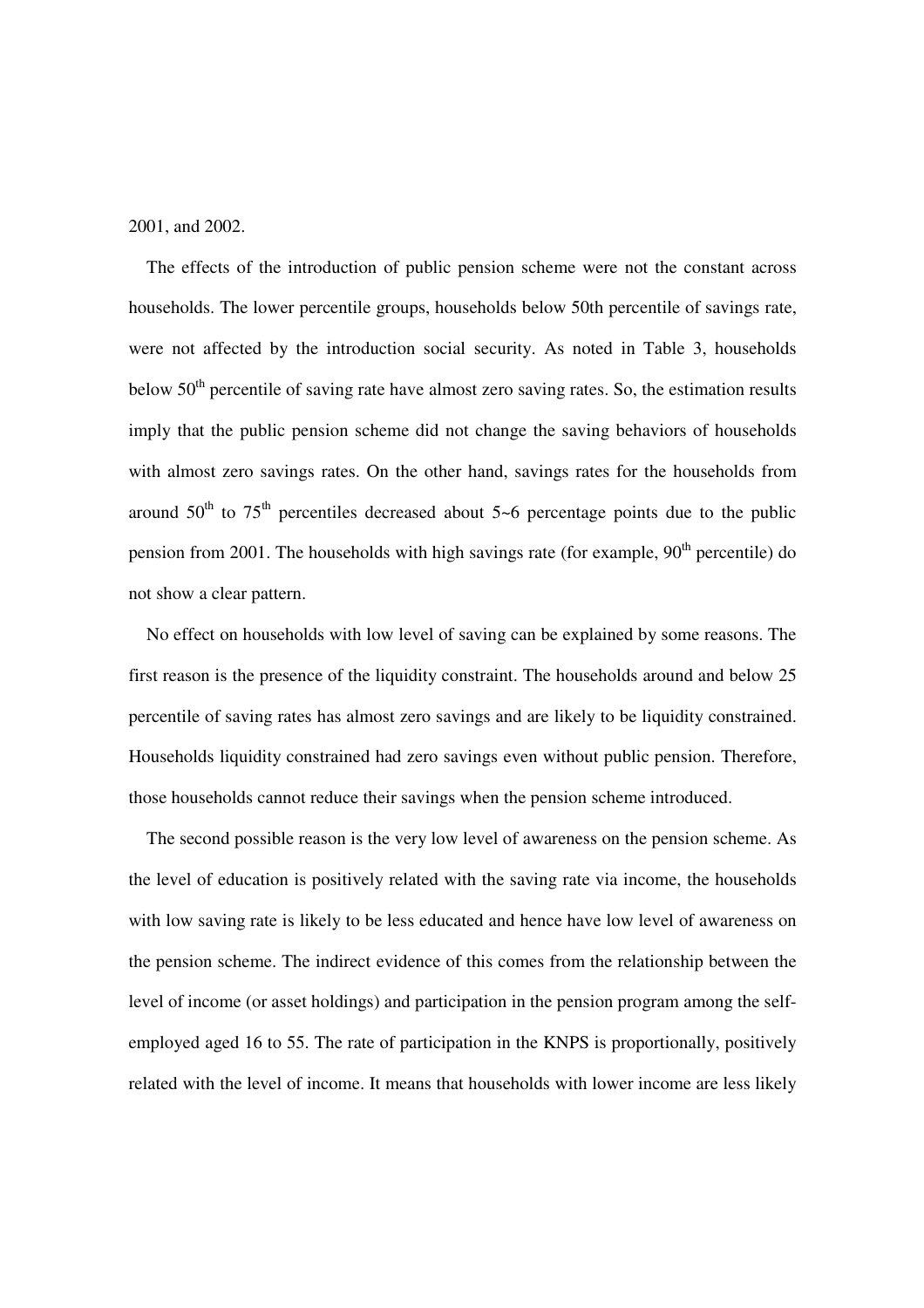2001, and 2002.

The effects of the introduction of public pension scheme were not the constant across households. The lower percentile groups, households below 50th percentile of savings rate, were not affected by the introduction social security. As noted in Table 3, households below 50$^{th}$ percentile of saving rate have almost zero saving rates. So, the estimation results imply that the public pension scheme did not change the saving behaviors of households with almost zero savings rates. On the other hand, savings rates for the households from around 50$^{th}$ to 75$^{th}$ percentiles decreased about 5~6 percentage points due to the public pension from 2001. The households with high savings rate (for example, 90$^{th}$ percentile) do not show a clear pattern.

No effect on households with low level of saving can be explained by some reasons. The first reason is the presence of the liquidity constraint. The households around and below 25 percentile of saving rates has almost zero savings and are likely to be liquidity constrained. Households liquidity constrained had zero savings even without public pension. Therefore, those households cannot reduce their savings when the pension scheme introduced.

The second possible reason is the very low level of awareness on the pension scheme. As the level of education is positively related with the saving rate via income, the households with low saving rate is likely to be less educated and hence have low level of awareness on the pension scheme. The indirect evidence of this comes from the relationship between the level of income (or asset holdings) and participation in the pension program among the self-employed aged 16 to 55. The rate of participation in the KNPS is proportionally, positively related with the level of income. It means that households with lower income are less likely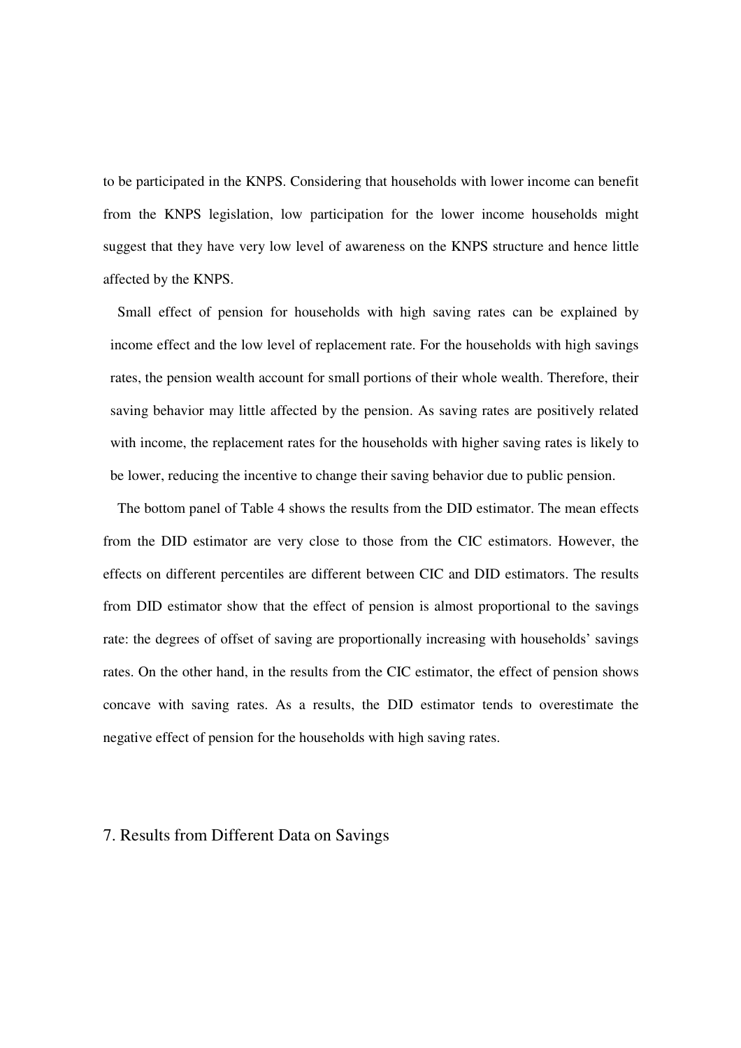to be participated in the KNPS. Considering that households with lower income can benefit from the KNPS legislation, low participation for the lower income households might suggest that they have very low level of awareness on the KNPS structure and hence little affected by the KNPS.

Small effect of pension for households with high saving rates can be explained by income effect and the low level of replacement rate. For the households with high savings rates, the pension wealth account for small portions of their whole wealth. Therefore, their saving behavior may little affected by the pension. As saving rates are positively related with income, the replacement rates for the households with higher saving rates is likely to be lower, reducing the incentive to change their saving behavior due to public pension.

The bottom panel of Table 4 shows the results from the DID estimator. The mean effects from the DID estimator are very close to those from the CIC estimators. However, the effects on different percentiles are different between CIC and DID estimators. The results from DID estimator show that the effect of pension is almost proportional to the savings rate: the degrees of offset of saving are proportionally increasing with households' savings rates. On the other hand, in the results from the CIC estimator, the effect of pension shows concave with saving rates. As a results, the DID estimator tends to overestimate the negative effect of pension for the households with high saving rates.

## 7. Results from Different Data on Savings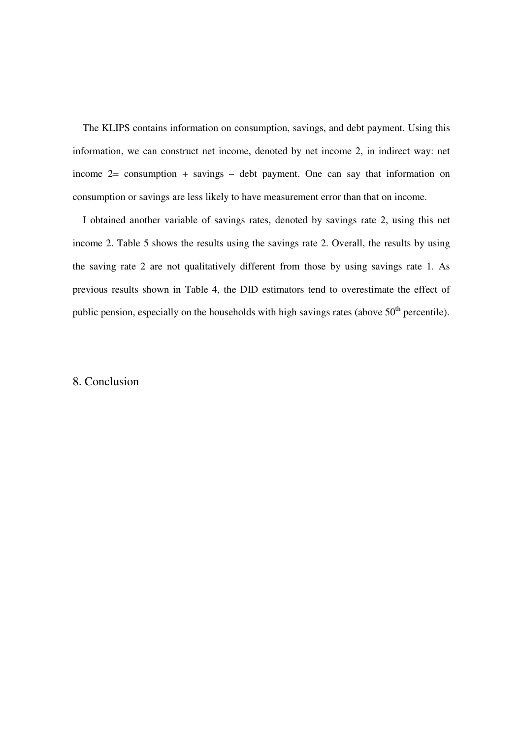The KLIPS contains information on consumption, savings, and debt payment. Using this information, we can construct net income, denoted by net income 2, in indirect way: net income 2= consumption + savings – debt payment. One can say that information on consumption or savings are less likely to have measurement error than that on income.

I obtained another variable of savings rates, denoted by savings rate 2, using this net income 2. Table 5 shows the results using the savings rate 2. Overall, the results by using the saving rate 2 are not qualitatively different from those by using savings rate 1. As previous results shown in Table 4, the DID estimators tend to overestimate the effect of public pension, especially on the households with high savings rates (above 50th percentile).

## 8. Conclusion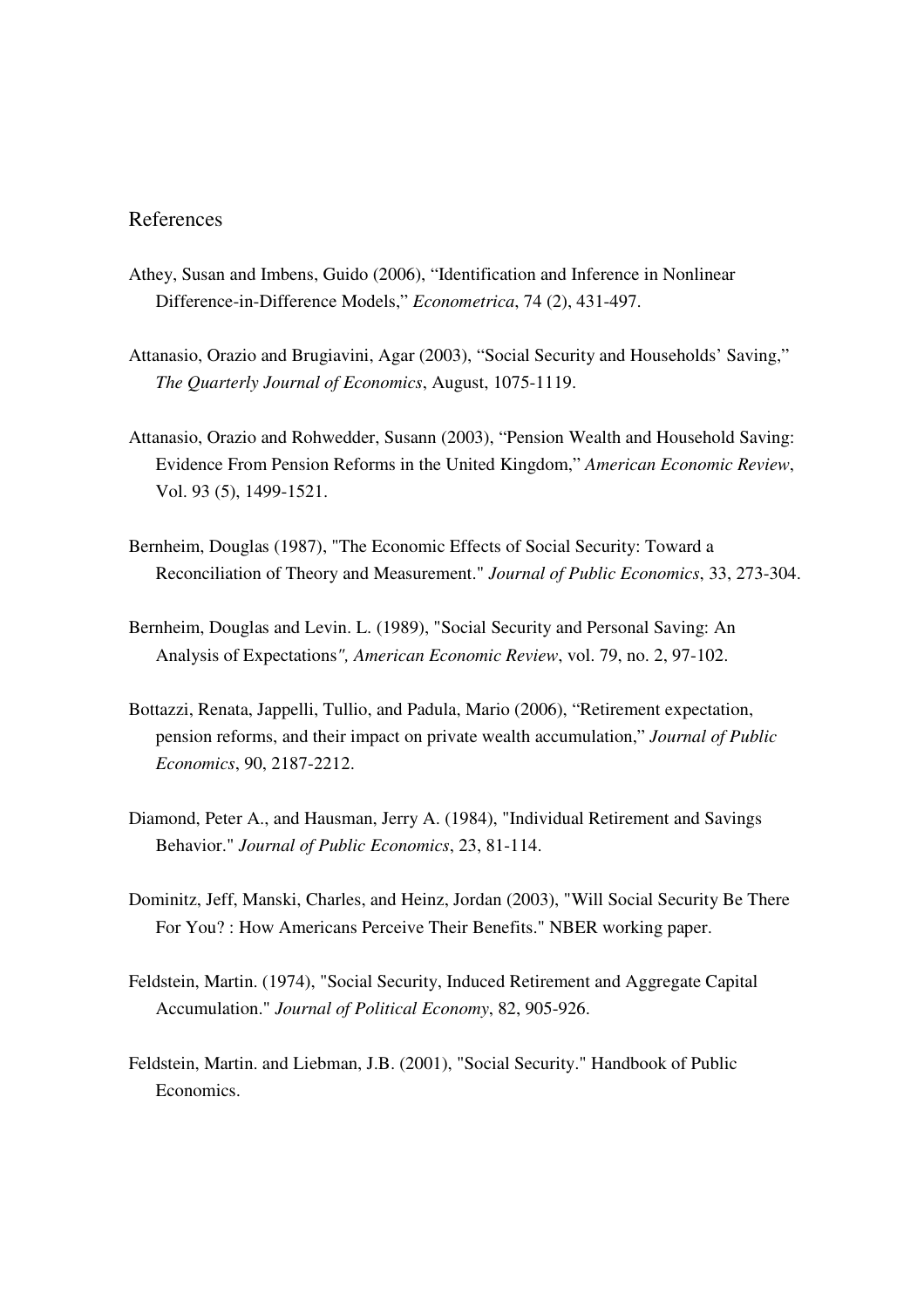# References

Athey, Susan and Imbens, Guido (2006), "Identification and Inference in Nonlinear Difference-in-Difference Models," *Econometrica*, 74 (2), 431-497.

Attanasio, Orazio and Brugiavini, Agar (2003), "Social Security and Households' Saving," *The Quarterly Journal of Economics*, August, 1075-1119.

Attanasio, Orazio and Rohwedder, Susann (2003), "Pension Wealth and Household Saving: Evidence From Pension Reforms in the United Kingdom," *American Economic Review*, Vol. 93 (5), 1499-1521.

Bernheim, Douglas (1987), "The Economic Effects of Social Security: Toward a Reconciliation of Theory and Measurement." *Journal of Public Economics*, 33, 273-304.

Bernheim, Douglas and Levin. L. (1989), "Social Security and Personal Saving: An Analysis of Expectations*", American Economic Review*, vol. 79, no. 2, 97-102.

Bottazzi, Renata, Jappelli, Tullio, and Padula, Mario (2006), "Retirement expectation, pension reforms, and their impact on private wealth accumulation," *Journal of Public Economics*, 90, 2187-2212.

Diamond, Peter A., and Hausman, Jerry A. (1984), "Individual Retirement and Savings Behavior." *Journal of Public Economics*, 23, 81-114.

Dominitz, Jeff, Manski, Charles, and Heinz, Jordan (2003), "Will Social Security Be There For You? : How Americans Perceive Their Benefits." NBER working paper.

Feldstein, Martin. (1974), "Social Security, Induced Retirement and Aggregate Capital Accumulation." *Journal of Political Economy*, 82, 905-926.

Feldstein, Martin. and Liebman, J.B. (2001), "Social Security." Handbook of Public Economics.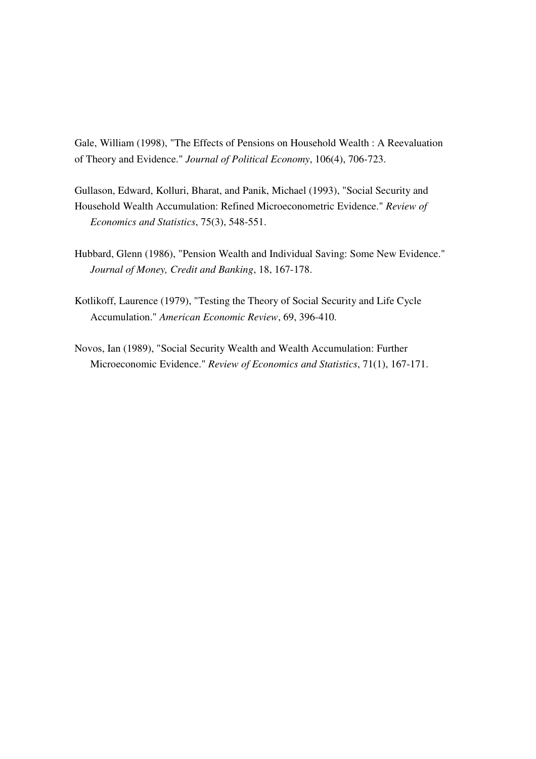Gale, William (1998), "The Effects of Pensions on Household Wealth : A Reevaluation of Theory and Evidence." *Journal of Political Economy*, 106(4), 706-723.

Gullason, Edward, Kolluri, Bharat, and Panik, Michael (1993), "Social Security and Household Wealth Accumulation: Refined Microeconometric Evidence." *Review of Economics and Statistics*, 75(3), 548-551.

Hubbard, Glenn (1986), "Pension Wealth and Individual Saving: Some New Evidence." *Journal of Money, Credit and Banking*, 18, 167-178.

Kotlikoff, Laurence (1979), "Testing the Theory of Social Security and Life Cycle Accumulation." *American Economic Review*, 69, 396-410.

Novos, Ian (1989), "Social Security Wealth and Wealth Accumulation: Further Microeconomic Evidence." *Review of Economics and Statistics*, 71(1), 167-171.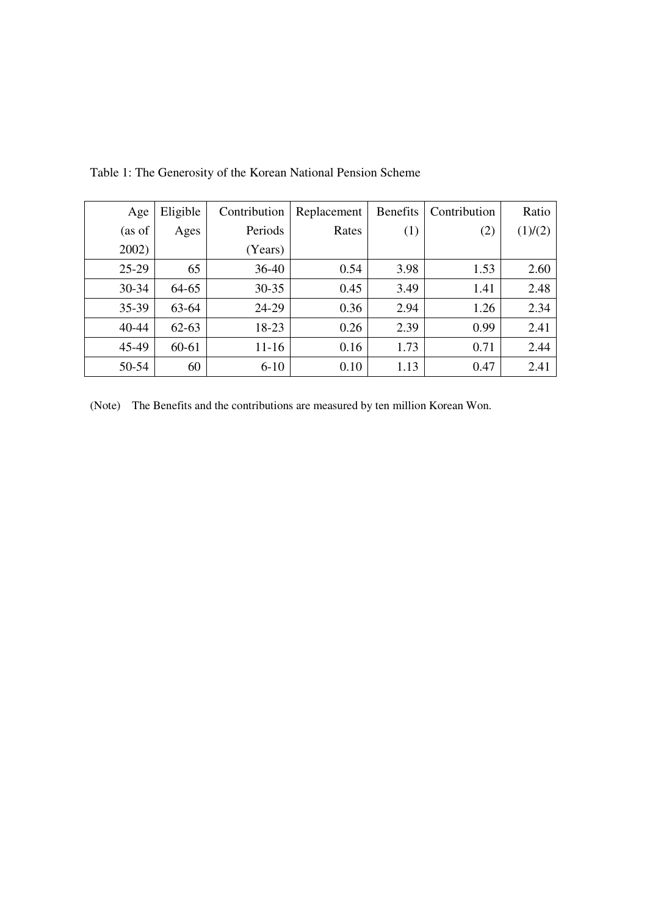Table 1: The Generosity of the Korean National Pension Scheme

| Age (as of 2002) | Eligible Ages | Contribution Periods (Years) | Replacement Rates | Benefits (1) | Contribution (2) | Ratio (1)/(2) |
|---|---|---|---|---|---|---|
| 25-29 | 65 | 36-40 | 0.54 | 3.98 | 1.53 | 2.60 |
| 30-34 | 64-65 | 30-35 | 0.45 | 3.49 | 1.41 | 2.48 |
| 35-39 | 63-64 | 24-29 | 0.36 | 2.94 | 1.26 | 2.34 |
| 40-44 | 62-63 | 18-23 | 0.26 | 2.39 | 0.99 | 2.41 |
| 45-49 | 60-61 | 11-16 | 0.16 | 1.73 | 0.71 | 2.44 |
| 50-54 | 60 | 6-10 | 0.10 | 1.13 | 0.47 | 2.41 |

(Note) The Benefits and the contributions are measured by ten million Korean Won.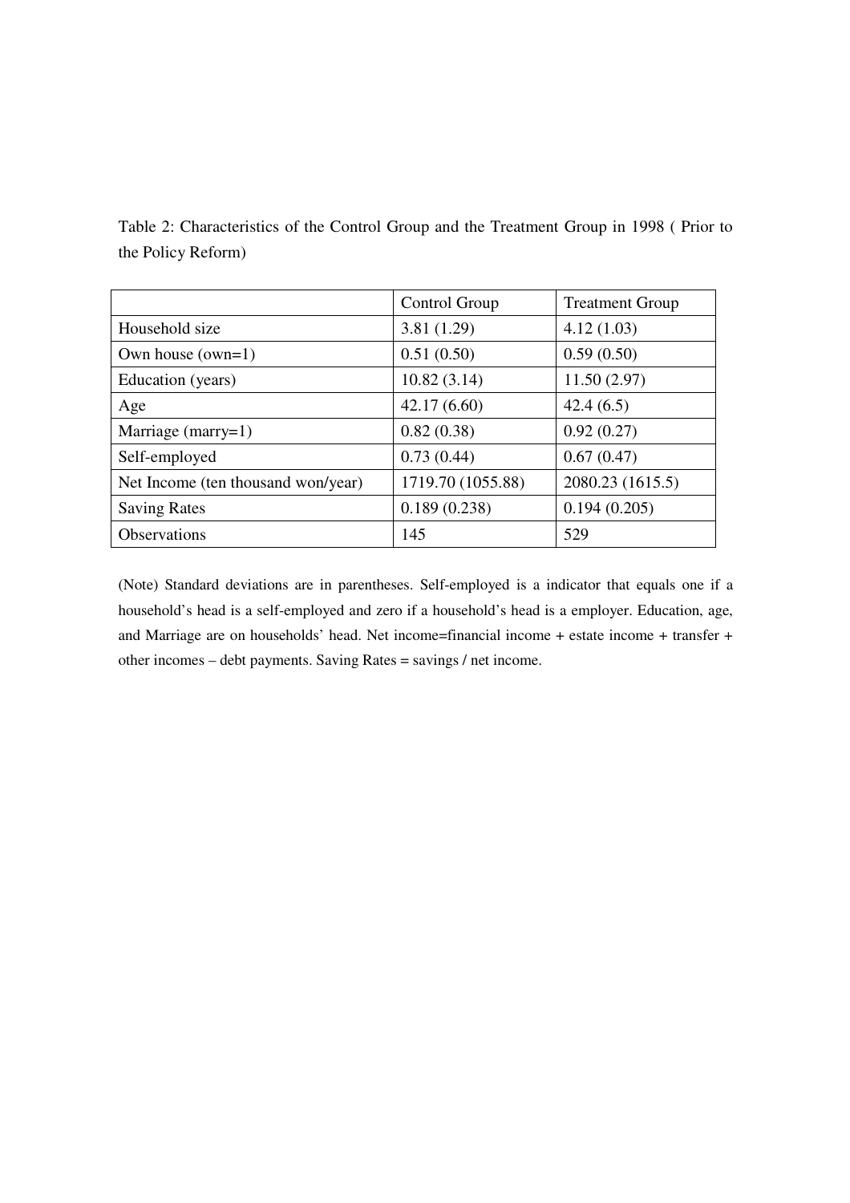Table 2: Characteristics of the Control Group and the Treatment Group in 1998 ( Prior to the Policy Reform)

| | Control Group | Treatment Group |
|---|---|---|
| Household size | 3.81 (1.29) | 4.12 (1.03) |
| Own house (own=1) | 0.51 (0.50) | 0.59 (0.50) |
| Education (years) | 10.82 (3.14) | 11.50 (2.97) |
| Age | 42.17 (6.60) | 42.4 (6.5) |
| Marriage (marry=1) | 0.82 (0.38) | 0.92 (0.27) |
| Self-employed | 0.73 (0.44) | 0.67 (0.47) |
| Net Income (ten thousand won/year) | 1719.70 (1055.88) | 2080.23 (1615.5) |
| Saving Rates | 0.189 (0.238) | 0.194 (0.205) |
| Observations | 145 | 529 |

(Note) Standard deviations are in parentheses. Self-employed is a indicator that equals one if a household's head is a self-employed and zero if a household's head is a employer. Education, age, and Marriage are on households' head. Net income=financial income + estate income + transfer + other incomes – debt payments. Saving Rates = savings / net income.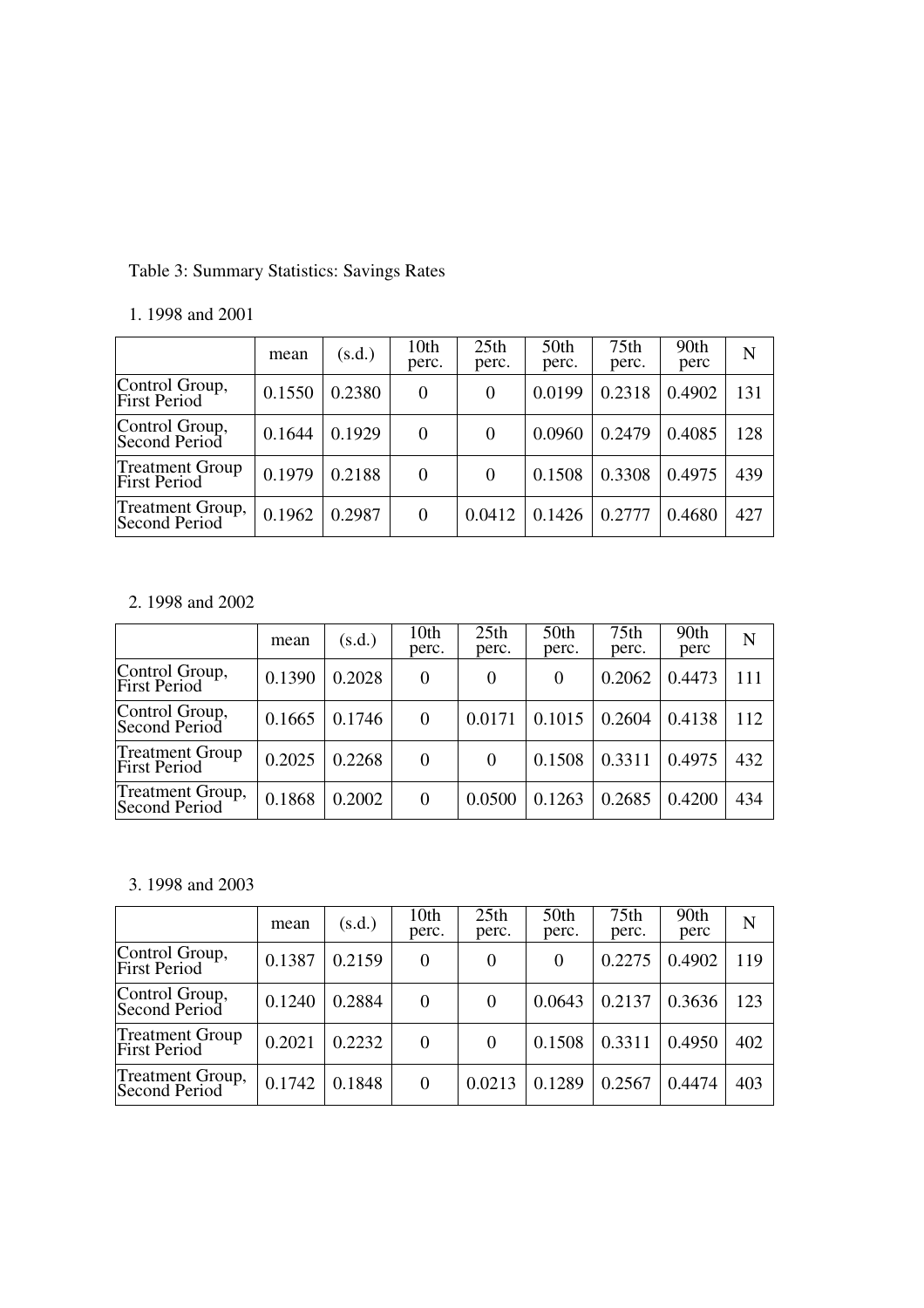Table 3: Summary Statistics: Savings Rates

1. 1998 and 2001

| | mean | (s.d.) | 10th perc. | 25th perc. | 50th perc. | 75th perc. | 90th perc | N |
|---|---|---|---|---|---|---|---|---|
| Control Group, First Period | 0.1550 | 0.2380 | 0 | 0 | 0.0199 | 0.2318 | 0.4902 | 131 |
| Control Group, Second Period | 0.1644 | 0.1929 | 0 | 0 | 0.0960 | 0.2479 | 0.4085 | 128 |
| Treatment Group First Period | 0.1979 | 0.2188 | 0 | 0 | 0.1508 | 0.3308 | 0.4975 | 439 |
| Treatment Group, Second Period | 0.1962 | 0.2987 | 0 | 0.0412 | 0.1426 | 0.2777 | 0.4680 | 427 |

2. 1998 and 2002

| | mean | (s.d.) | 10th perc. | 25th perc. | 50th perc. | 75th perc. | 90th perc | N |
|---|---|---|---|---|---|---|---|---|
| Control Group, First Period | 0.1390 | 0.2028 | 0 | 0 | 0 | 0.2062 | 0.4473 | 111 |
| Control Group, Second Period | 0.1665 | 0.1746 | 0 | 0.0171 | 0.1015 | 0.2604 | 0.4138 | 112 |
| Treatment Group First Period | 0.2025 | 0.2268 | 0 | 0 | 0.1508 | 0.3311 | 0.4975 | 432 |
| Treatment Group, Second Period | 0.1868 | 0.2002 | 0 | 0.0500 | 0.1263 | 0.2685 | 0.4200 | 434 |

3. 1998 and 2003

| | mean | (s.d.) | 10th perc. | 25th perc. | 50th perc. | 75th perc. | 90th perc | N |
|---|---|---|---|---|---|---|---|---|
| Control Group, First Period | 0.1387 | 0.2159 | 0 | 0 | 0 | 0.2275 | 0.4902 | 119 |
| Control Group, Second Period | 0.1240 | 0.2884 | 0 | 0 | 0.0643 | 0.2137 | 0.3636 | 123 |
| Treatment Group First Period | 0.2021 | 0.2232 | 0 | 0 | 0.1508 | 0.3311 | 0.4950 | 402 |
| Treatment Group, Second Period | 0.1742 | 0.1848 | 0 | 0.0213 | 0.1289 | 0.2567 | 0.4474 | 403 |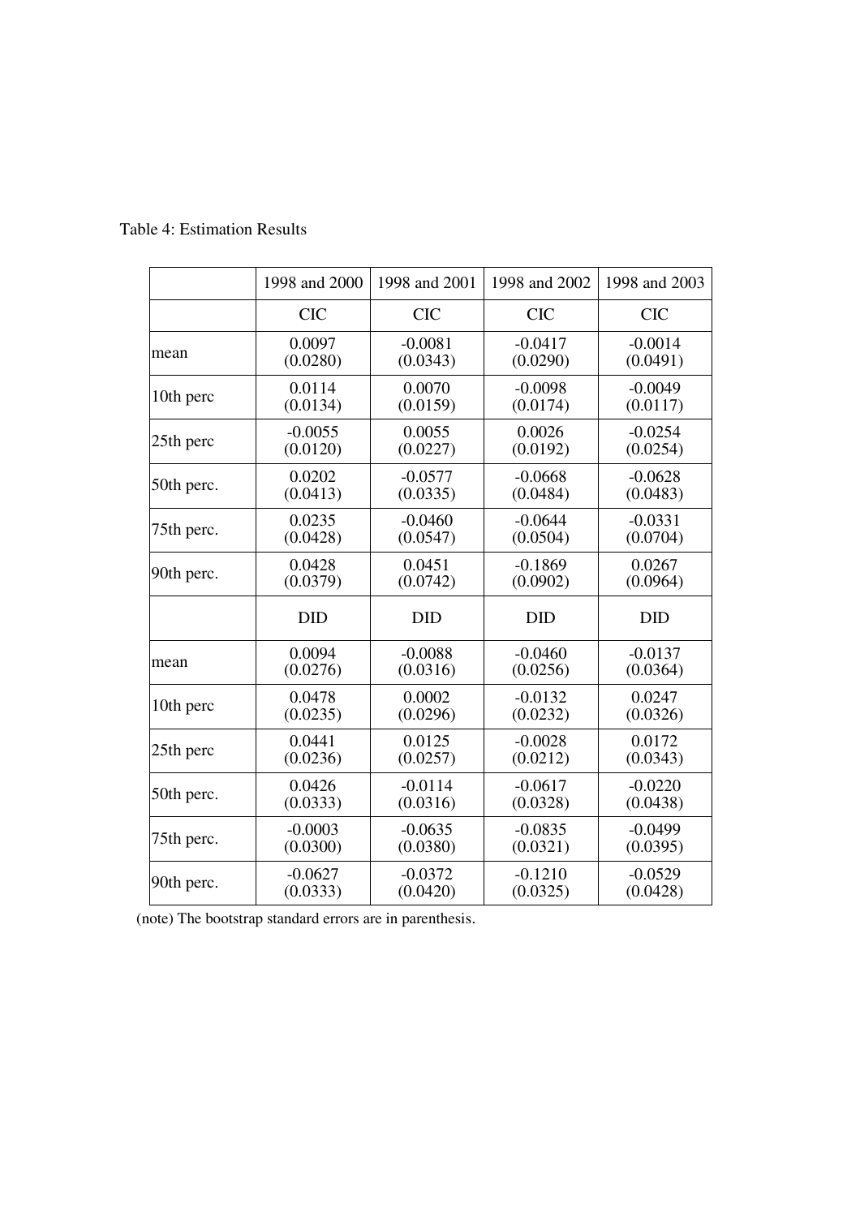Table 4: Estimation Results

| | 1998 and 2000 | 1998 and 2001 | 1998 and 2002 | 1998 and 2003 |
|---|---|---|---|---|
| | CIC | CIC | CIC | CIC |
| mean | 0.0097<br>(0.0280) | -0.0081<br>(0.0343) | -0.0417<br>(0.0290) | -0.0014<br>(0.0491) |
| 10th perc | 0.0114<br>(0.0134) | 0.0070<br>(0.0159) | -0.0098<br>(0.0174) | -0.0049<br>(0.0117) |
| 25th perc | -0.0055<br>(0.0120) | 0.0055<br>(0.0227) | 0.0026<br>(0.0192) | -0.0254<br>(0.0254) |
| 50th perc. | 0.0202<br>(0.0413) | -0.0577<br>(0.0335) | -0.0668<br>(0.0484) | -0.0628<br>(0.0483) |
| 75th perc. | 0.0235<br>(0.0428) | -0.0460<br>(0.0547) | -0.0644<br>(0.0504) | -0.0331<br>(0.0704) |
| 90th perc. | 0.0428<br>(0.0379) | 0.0451<br>(0.0742) | -0.1869<br>(0.0902) | 0.0267<br>(0.0964) |
| | DID | DID | DID | DID |
| mean | 0.0094<br>(0.0276) | -0.0088<br>(0.0316) | -0.0460<br>(0.0256) | -0.0137<br>(0.0364) |
| 10th perc | 0.0478<br>(0.0235) | 0.0002<br>(0.0296) | -0.0132<br>(0.0232) | 0.0247<br>(0.0326) |
| 25th perc | 0.0441<br>(0.0236) | 0.0125<br>(0.0257) | -0.0028<br>(0.0212) | 0.0172<br>(0.0343) |
| 50th perc. | 0.0426<br>(0.0333) | -0.0114<br>(0.0316) | -0.0617<br>(0.0328) | -0.0220<br>(0.0438) |
| 75th perc. | -0.0003<br>(0.0300) | -0.0635<br>(0.0380) | -0.0835<br>(0.0321) | -0.0499<br>(0.0395) |
| 90th perc. | -0.0627<br>(0.0333) | -0.0372<br>(0.0420) | -0.1210<br>(0.0325) | -0.0529<br>(0.0428) |

(note) The bootstrap standard errors are in parenthesis.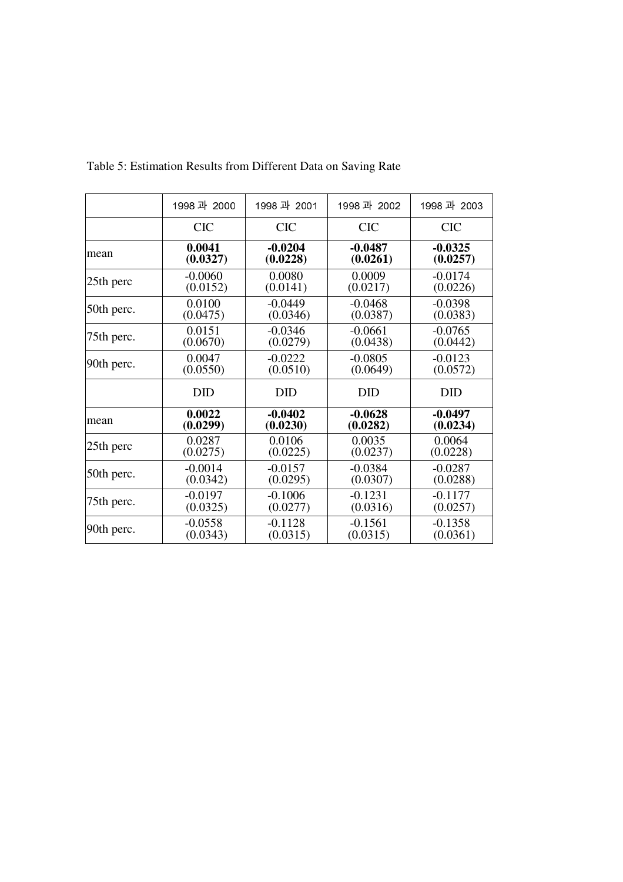Table 5: Estimation Results from Different Data on Saving Rate

| | 1998 과 2000 | 1998 과 2001 | 1998 과 2002 | 1998 과 2003 |
|---|---|---|---|---|
| | CIC | CIC | CIC | CIC |
| mean | **0.0041 (0.0327)** | **-0.0204 (0.0228)** | **-0.0487 (0.0261)** | **-0.0325 (0.0257)** |
| 25th perc | -0.0060 (0.0152) | 0.0080 (0.0141) | 0.0009 (0.0217) | -0.0174 (0.0226) |
| 50th perc. | 0.0100 (0.0475) | -0.0449 (0.0346) | -0.0468 (0.0387) | -0.0398 (0.0383) |
| 75th perc. | 0.0151 (0.0670) | -0.0346 (0.0279) | -0.0661 (0.0438) | -0.0765 (0.0442) |
| 90th perc. | 0.0047 (0.0550) | -0.0222 (0.0510) | -0.0805 (0.0649) | -0.0123 (0.0572) |
| | DID | DID | DID | DID |
| mean | **0.0022 (0.0299)** | **-0.0402 (0.0230)** | **-0.0628 (0.0282)** | **-0.0497 (0.0234)** |
| 25th perc | 0.0287 (0.0275) | 0.0106 (0.0225) | 0.0035 (0.0237) | 0.0064 (0.0228) |
| 50th perc. | -0.0014 (0.0342) | -0.0157 (0.0295) | -0.0384 (0.0307) | -0.0287 (0.0288) |
| 75th perc. | -0.0197 (0.0325) | -0.1006 (0.0277) | -0.1231 (0.0316) | -0.1177 (0.0257) |
| 90th perc. | -0.0558 (0.0343) | -0.1128 (0.0315) | -0.1561 (0.0315) | -0.1358 (0.0361) |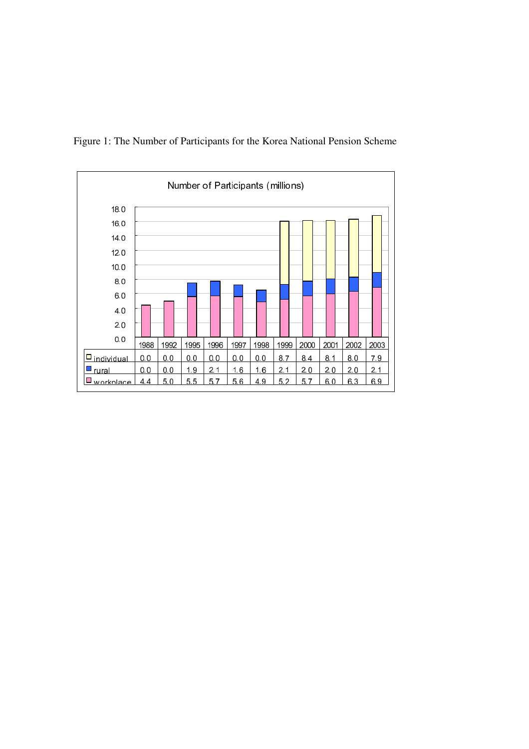Figure 1: The Number of Participants for the Korea National Pension Scheme

Number of Participants (millions)

|  | 1988 | 1992 | 1995 | 1996 | 1997 | 1998 | 1999 | 2000 | 2001 | 2002 | 2003 |
|---|---|---|---|---|---|---|---|---|---|---|---|
| individual | 0.0 | 0.0 | 0.0 | 0.0 | 0.0 | 0.0 | 8.7 | 8.4 | 8.1 | 8.0 | 7.9 |
| rural | 0.0 | 0.0 | 1.9 | 2.1 | 1.6 | 1.6 | 2.1 | 2.0 | 2.0 | 2.0 | 2.1 |
| workplace | 4.4 | 5.0 | 5.5 | 5.7 | 5.6 | 4.9 | 5.2 | 5.7 | 6.0 | 6.3 | 6.9 |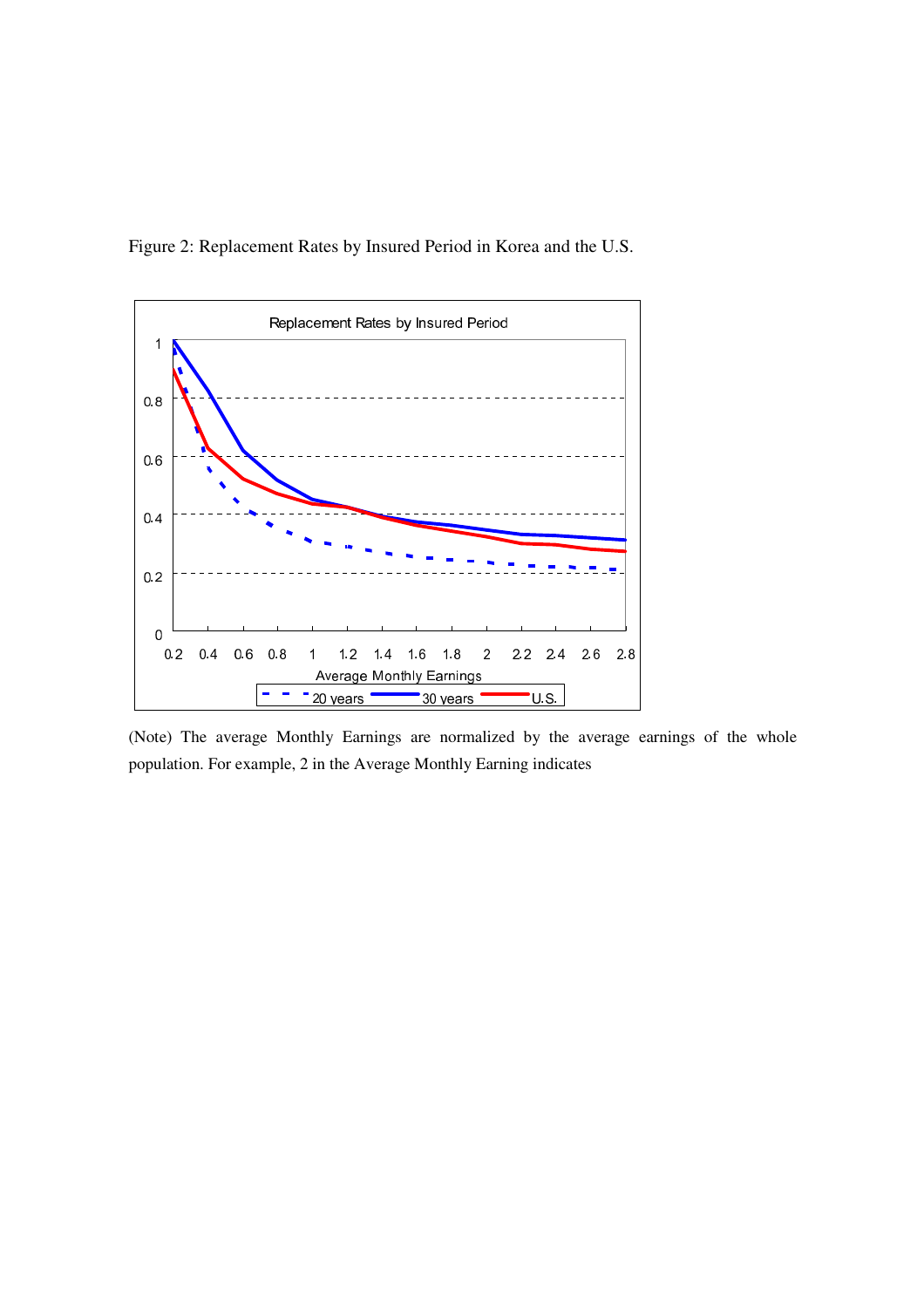Figure 2: Replacement Rates by Insured Period in Korea and the U.S.

Replacement Rates by Insured Period

1
0.8
0.6
0.4
0.2
0

0.2 0.4 0.6 0.8 1 1.2 1.4 1.6 1.8 2 2.2 2.4 2.6 2.8

Average Monthly Earnings

20 years 30 years U.S.

(Note) The average Monthly Earnings are normalized by the average earnings of the whole population. For example, 2 in the Average Monthly Earning indicates